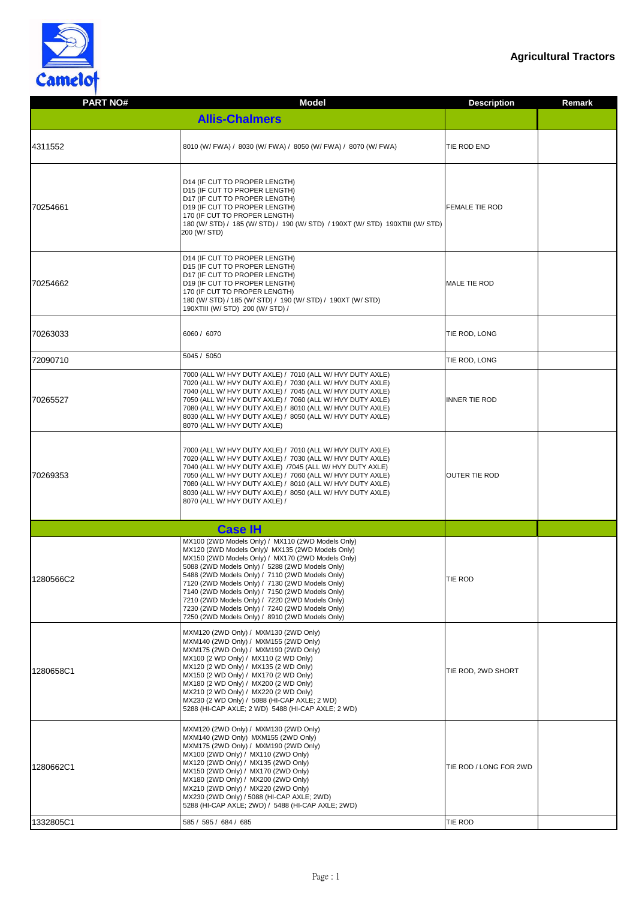Camelot

# Agricultural Tractors

| PART NO# | Model | Description | Remark |
| --- | --- | --- | --- |
| **Allis-Chalmers** | | | |
| 4311552 | 8010 (W/ FWA) / 8030 (W/ FWA) / 8050 (W/ FWA) / 8070 (W/ FWA) | TIE ROD END | |
| 70254661 | D14 (IF CUT TO PROPER LENGTH)<br>D15 (IF CUT TO PROPER LENGTH)<br>D17 (IF CUT TO PROPER LENGTH)<br>D19 (IF CUT TO PROPER LENGTH)<br>170 (IF CUT TO PROPER LENGTH)<br>180 (W/ STD) / 185 (W/ STD) / 190 (W/ STD) / 190XT (W/ STD) 190XTIII (W/ STD)<br>200 (W/ STD) | FEMALE TIE ROD | |
| 70254662 | D14 (IF CUT TO PROPER LENGTH)<br>D15 (IF CUT TO PROPER LENGTH)<br>D17 (IF CUT TO PROPER LENGTH)<br>D19 (IF CUT TO PROPER LENGTH)<br>170 (IF CUT TO PROPER LENGTH)<br>180 (W/ STD) / 185 (W/ STD) / 190 (W/ STD) / 190XT (W/ STD)<br>190XTIII (W/ STD) 200 (W/ STD) / | MALE TIE ROD | |
| 70263033 | 6060 / 6070 | TIE ROD, LONG | |
| 72090710 | 5045 / 5050 | TIE ROD, LONG | |
| 70265527 | 7000 (ALL W/ HVY DUTY AXLE) / 7010 (ALL W/ HVY DUTY AXLE)<br>7020 (ALL W/ HVY DUTY AXLE) / 7030 (ALL W/ HVY DUTY AXLE)<br>7040 (ALL W/ HVY DUTY AXLE) / 7045 (ALL W/ HVY DUTY AXLE)<br>7050 (ALL W/ HVY DUTY AXLE) / 7060 (ALL W/ HVY DUTY AXLE)<br>7080 (ALL W/ HVY DUTY AXLE) / 8010 (ALL W/ HVY DUTY AXLE)<br>8030 (ALL W/ HVY DUTY AXLE) / 8050 (ALL W/ HVY DUTY AXLE)<br>8070 (ALL W/ HVY DUTY AXLE) | INNER TIE ROD | |
| 70269353 | 7000 (ALL W/ HVY DUTY AXLE) / 7010 (ALL W/ HVY DUTY AXLE)<br>7020 (ALL W/ HVY DUTY AXLE) / 7030 (ALL W/ HVY DUTY AXLE)<br>7040 (ALL W/ HVY DUTY AXLE) /7045 (ALL W/ HVY DUTY AXLE)<br>7050 (ALL W/ HVY DUTY AXLE) / 7060 (ALL W/ HVY DUTY AXLE)<br>7080 (ALL W/ HVY DUTY AXLE) / 8010 (ALL W/ HVY DUTY AXLE)<br>8030 (ALL W/ HVY DUTY AXLE) / 8050 (ALL W/ HVY DUTY AXLE)<br>8070 (ALL W/ HVY DUTY AXLE) / | OUTER TIE ROD | |
| **Case IH** | | | |
| 1280566C2 | MX100 (2WD Models Only) / MX110 (2WD Models Only)<br>MX120 (2WD Models Only)/ MX135 (2WD Models Only)<br>MX150 (2WD Models Only) / MX170 (2WD Models Only)<br>5088 (2WD Models Only) / 5288 (2WD Models Only)<br>5488 (2WD Models Only) / 7110 (2WD Models Only)<br>7120 (2WD Models Only) / 7130 (2WD Models Only)<br>7140 (2WD Models Only) / 7150 (2WD Models Only)<br>7210 (2WD Models Only) / 7220 (2WD Models Only)<br>7230 (2WD Models Only) / 7240 (2WD Models Only)<br>7250 (2WD Models Only) / 8910 (2WD Models Only) | TIE ROD | |
| 1280658C1 | MXM120 (2WD Only) / MXM130 (2WD Only)<br>MXM140 (2WD Only) / MXM155 (2WD Only)<br>MXM175 (2WD Only) / MXM190 (2WD Only)<br>MX100 (2 WD Only) / MX110 (2 WD Only)<br>MX120 (2 WD Only) / MX135 (2 WD Only)<br>MX150 (2 WD Only) / MX170 (2 WD Only)<br>MX180 (2 WD Only) / MX200 (2 WD Only)<br>MX210 (2 WD Only) / MX220 (2 WD Only)<br>MX230 (2 WD Only) / 5088 (HI-CAP AXLE; 2 WD)<br>5288 (HI-CAP AXLE; 2 WD) 5488 (HI-CAP AXLE; 2 WD) | TIE ROD, 2WD SHORT | |
| 1280662C1 | MXM120 (2WD Only) / MXM130 (2WD Only)<br>MXM140 (2WD Only) MXM155 (2WD Only)<br>MXM175 (2WD Only) / MXM190 (2WD Only)<br>MX100 (2WD Only) / MX110 (2WD Only)<br>MX120 (2WD Only) / MX135 (2WD Only)<br>MX150 (2WD Only) / MX170 (2WD Only)<br>MX180 (2WD Only) / MX200 (2WD Only)<br>MX210 (2WD Only) / MX220 (2WD Only)<br>MX230 (2WD Only) / 5088 (HI-CAP AXLE; 2WD)<br>5288 (HI-CAP AXLE; 2WD) / 5488 (HI-CAP AXLE; 2WD) | TIE ROD / LONG FOR 2WD | |
| 1332805C1 | 585 / 595 / 684 / 685 | TIE ROD | |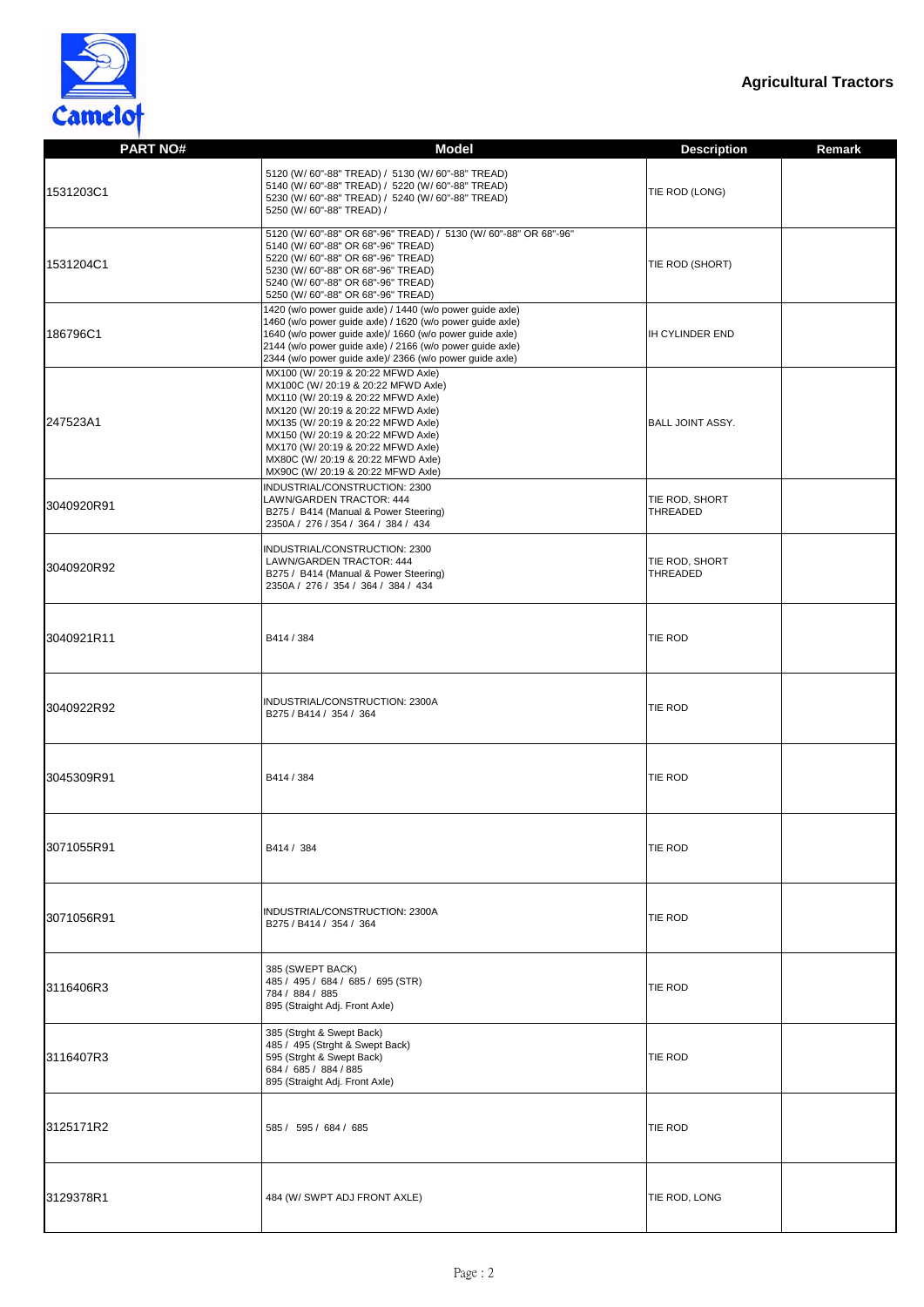Camelot

## Agricultural Tractors

| PART NO# | Model | Description | Remark |
|---|---|---|---|
| 1531203C1 | 5120 (W/ 60"-88" TREAD) / 5130 (W/ 60"-88" TREAD)<br>5140 (W/ 60"-88" TREAD) / 5220 (W/ 60"-88" TREAD)<br>5230 (W/ 60"-88" TREAD) / 5240 (W/ 60"-88" TREAD)<br>5250 (W/ 60"-88" TREAD) / | TIE ROD (LONG) | |
| 1531204C1 | 5120 (W/ 60"-88" OR 68"-96" TREAD) / 5130 (W/ 60"-88" OR 68"-96"<br>5140 (W/ 60"-88" OR 68"-96" TREAD)<br>5220 (W/ 60"-88" OR 68"-96" TREAD)<br>5230 (W/ 60"-88" OR 68"-96" TREAD)<br>5240 (W/ 60"-88" OR 68"-96" TREAD)<br>5250 (W/ 60"-88" OR 68"-96" TREAD) | TIE ROD (SHORT) | |
| 186796C1 | 1420 (w/o power guide axle) / 1440 (w/o power guide axle)<br>1460 (w/o power guide axle) / 1620 (w/o power guide axle)<br>1640 (w/o power guide axle)/ 1660 (w/o power guide axle)<br>2144 (w/o power guide axle) / 2166 (w/o power guide axle)<br>2344 (w/o power guide axle)/ 2366 (w/o power guide axle) | IH CYLINDER END | |
| 247523A1 | MX100 (W/ 20:19 & 20:22 MFWD Axle)<br>MX100C (W/ 20:19 & 20:22 MFWD Axle)<br>MX110 (W/ 20:19 & 20:22 MFWD Axle)<br>MX120 (W/ 20:19 & 20:22 MFWD Axle)<br>MX135 (W/ 20:19 & 20:22 MFWD Axle)<br>MX150 (W/ 20:19 & 20:22 MFWD Axle)<br>MX170 (W/ 20:19 & 20:22 MFWD Axle)<br>MX80C (W/ 20:19 & 20:22 MFWD Axle)<br>MX90C (W/ 20:19 & 20:22 MFWD Axle) | BALL JOINT ASSY. | |
| 3040920R91 | INDUSTRIAL/CONSTRUCTION: 2300<br>LAWN/GARDEN TRACTOR: 444<br>B275 / B414 (Manual & Power Steering)<br>2350A / 276 / 354 / 364 / 384 / 434 | TIE ROD, SHORT THREADED | |
| 3040920R92 | INDUSTRIAL/CONSTRUCTION: 2300<br>LAWN/GARDEN TRACTOR: 444<br>B275 / B414 (Manual & Power Steering)<br>2350A / 276 / 354 / 364 / 384 / 434 | TIE ROD, SHORT THREADED | |
| 3040921R11 | B414 / 384 | TIE ROD | |
| 3040922R92 | INDUSTRIAL/CONSTRUCTION: 2300A<br>B275 / B414 / 354 / 364 | TIE ROD | |
| 3045309R91 | B414 / 384 | TIE ROD | |
| 3071055R91 | B414 / 384 | TIE ROD | |
| 3071056R91 | INDUSTRIAL/CONSTRUCTION: 2300A<br>B275 / B414 / 354 / 364 | TIE ROD | |
| 3116406R3 | 385 (SWEPT BACK)<br>485 / 495 / 684 / 685 / 695 (STR)<br>784 / 884 / 885<br>895 (Straight Adj. Front Axle) | TIE ROD | |
| 3116407R3 | 385 (Strght & Swept Back)<br>485 / 495 (Strght & Swept Back)<br>595 (Strght & Swept Back)<br>684 / 685 / 884 / 885<br>895 (Straight Adj. Front Axle) | TIE ROD | |
| 3125171R2 | 585 / 595 / 684 / 685 | TIE ROD | |
| 3129378R1 | 484 (W/ SWPT ADJ FRONT AXLE) | TIE ROD, LONG | |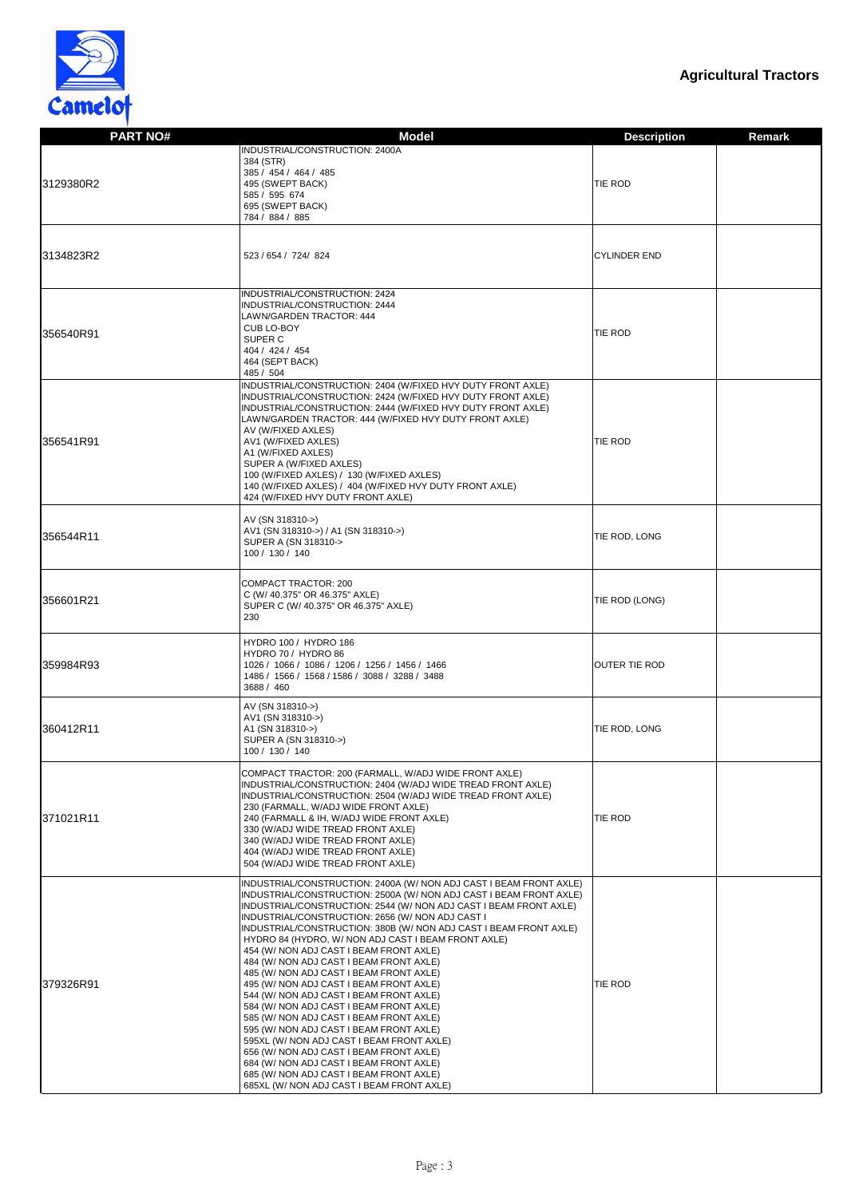Camelot

**Agricultural Tractors**

| PART NO# | Model | Description | Remark |
|---|---|---|---|
| 3129380R2 | INDUSTRIAL/CONSTRUCTION: 2400A<br>384 (STR)<br>385 / 454 / 464 / 485<br>495 (SWEPT BACK)<br>585 / 595 674<br>695 (SWEPT BACK)<br>784 / 884 / 885 | TIE ROD | |
| 3134823R2 | 523 / 654 / 724/ 824 | CYLINDER END | |
| 356540R91 | INDUSTRIAL/CONSTRUCTION: 2424<br>INDUSTRIAL/CONSTRUCTION: 2444<br>LAWN/GARDEN TRACTOR: 444<br>CUB LO-BOY<br>SUPER C<br>404 / 424 / 454<br>464 (SEPT BACK)<br>485 / 504 | TIE ROD | |
| 356541R91 | INDUSTRIAL/CONSTRUCTION: 2404 (W/FIXED HVY DUTY FRONT AXLE)<br>INDUSTRIAL/CONSTRUCTION: 2424 (W/FIXED HVY DUTY FRONT AXLE)<br>INDUSTRIAL/CONSTRUCTION: 2444 (W/FIXED HVY DUTY FRONT AXLE)<br>LAWN/GARDEN TRACTOR: 444 (W/FIXED HVY DUTY FRONT AXLE)<br>AV (W/FIXED AXLES)<br>AV1 (W/FIXED AXLES)<br>A1 (W/FIXED AXLES)<br>SUPER A (W/FIXED AXLES)<br>100 (W/FIXED AXLES) / 130 (W/FIXED AXLES)<br>140 (W/FIXED AXLES) / 404 (W/FIXED HVY DUTY FRONT AXLE)<br>424 (W/FIXED HVY DUTY FRONT AXLE) | TIE ROD | |
| 356544R11 | AV (SN 318310->)<br>AV1 (SN 318310->) / A1 (SN 318310->)<br>SUPER A (SN 318310-><br>100 / 130 / 140 | TIE ROD, LONG | |
| 356601R21 | COMPACT TRACTOR: 200<br>C (W/ 40.375" OR 46.375" AXLE)<br>SUPER C (W/ 40.375" OR 46.375" AXLE)<br>230 | TIE ROD (LONG) | |
| 359984R93 | HYDRO 100 / HYDRO 186<br>HYDRO 70 / HYDRO 86<br>1026 / 1066 / 1086 / 1206 / 1256 / 1456 / 1466<br>1486 / 1566 / 1568 / 1586 / 3088 / 3288 / 3488<br>3688 / 460 | OUTER TIE ROD | |
| 360412R11 | AV (SN 318310->)<br>AV1 (SN 318310->)<br>A1 (SN 318310->)<br>SUPER A (SN 318310->)<br>100 / 130 / 140 | TIE ROD, LONG | |
| 371021R11 | COMPACT TRACTOR: 200 (FARMALL, W/ADJ WIDE FRONT AXLE)<br>INDUSTRIAL/CONSTRUCTION: 2404 (W/ADJ WIDE TREAD FRONT AXLE)<br>INDUSTRIAL/CONSTRUCTION: 2504 (W/ADJ WIDE TREAD FRONT AXLE)<br>230 (FARMALL, W/ADJ WIDE FRONT AXLE)<br>240 (FARMALL & IH, W/ADJ WIDE FRONT AXLE)<br>330 (W/ADJ WIDE TREAD FRONT AXLE)<br>340 (W/ADJ WIDE TREAD FRONT AXLE)<br>404 (W/ADJ WIDE TREAD FRONT AXLE)<br>504 (W/ADJ WIDE TREAD FRONT AXLE) | TIE ROD | |
| 379326R91 | INDUSTRIAL/CONSTRUCTION: 2400A (W/ NON ADJ CAST I BEAM FRONT AXLE)<br>INDUSTRIAL/CONSTRUCTION: 2500A (W/ NON ADJ CAST I BEAM FRONT AXLE)<br>INDUSTRIAL/CONSTRUCTION: 2544 (W/ NON ADJ CAST I BEAM FRONT AXLE)<br>INDUSTRIAL/CONSTRUCTION: 2656 (W/ NON ADJ CAST I<br>INDUSTRIAL/CONSTRUCTION: 380B (W/ NON ADJ CAST I BEAM FRONT AXLE)<br>HYDRO 84 (HYDRO, W/ NON ADJ CAST I BEAM FRONT AXLE)<br>454 (W/ NON ADJ CAST I BEAM FRONT AXLE)<br>484 (W/ NON ADJ CAST I BEAM FRONT AXLE)<br>485 (W/ NON ADJ CAST I BEAM FRONT AXLE)<br>495 (W/ NON ADJ CAST I BEAM FRONT AXLE)<br>544 (W/ NON ADJ CAST I BEAM FRONT AXLE)<br>584 (W/ NON ADJ CAST I BEAM FRONT AXLE)<br>585 (W/ NON ADJ CAST I BEAM FRONT AXLE)<br>595 (W/ NON ADJ CAST I BEAM FRONT AXLE)<br>595XL (W/ NON ADJ CAST I BEAM FRONT AXLE)<br>656 (W/ NON ADJ CAST I BEAM FRONT AXLE)<br>684 (W/ NON ADJ CAST I BEAM FRONT AXLE)<br>685 (W/ NON ADJ CAST I BEAM FRONT AXLE)<br>685XL (W/ NON ADJ CAST I BEAM FRONT AXLE) | TIE ROD | |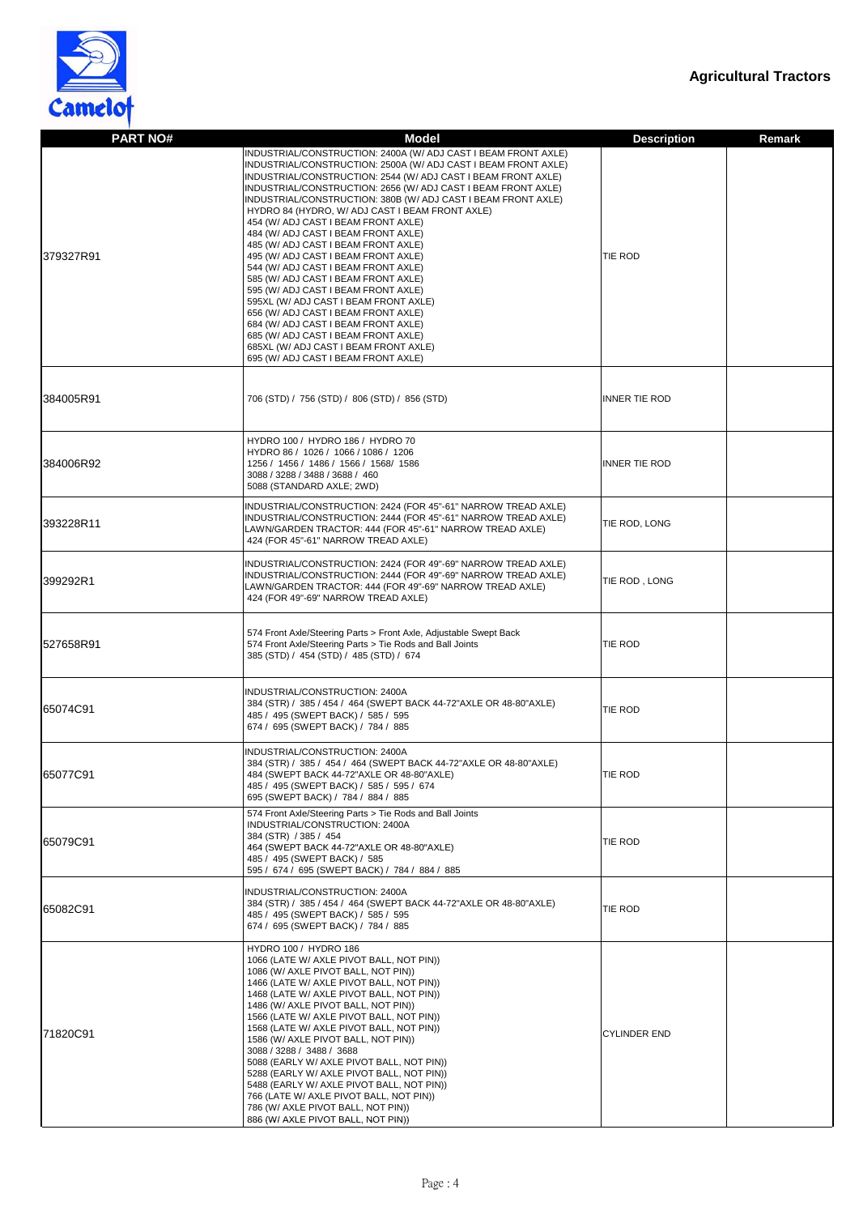# Agricultural Tractors

| PART NO# | Model | Description | Remark |
|---|---|---|---|
| 379327R91 | INDUSTRIAL/CONSTRUCTION: 2400A (W/ ADJ CAST I BEAM FRONT AXLE)<br>INDUSTRIAL/CONSTRUCTION: 2500A (W/ ADJ CAST I BEAM FRONT AXLE)<br>INDUSTRIAL/CONSTRUCTION: 2544 (W/ ADJ CAST I BEAM FRONT AXLE)<br>INDUSTRIAL/CONSTRUCTION: 2656 (W/ ADJ CAST I BEAM FRONT AXLE)<br>INDUSTRIAL/CONSTRUCTION: 380B (W/ ADJ CAST I BEAM FRONT AXLE)<br>HYDRO 84 (HYDRO, W/ ADJ CAST I BEAM FRONT AXLE)<br>454 (W/ ADJ CAST I BEAM FRONT AXLE)<br>484 (W/ ADJ CAST I BEAM FRONT AXLE)<br>485 (W/ ADJ CAST I BEAM FRONT AXLE)<br>495 (W/ ADJ CAST I BEAM FRONT AXLE)<br>544 (W/ ADJ CAST I BEAM FRONT AXLE)<br>585 (W/ ADJ CAST I BEAM FRONT AXLE)<br>595 (W/ ADJ CAST I BEAM FRONT AXLE)<br>595XL (W/ ADJ CAST I BEAM FRONT AXLE)<br>656 (W/ ADJ CAST I BEAM FRONT AXLE)<br>684 (W/ ADJ CAST I BEAM FRONT AXLE)<br>685 (W/ ADJ CAST I BEAM FRONT AXLE)<br>685XL (W/ ADJ CAST I BEAM FRONT AXLE)<br>695 (W/ ADJ CAST I BEAM FRONT AXLE) | TIE ROD | |
| 384005R91 | 706 (STD) / 756 (STD) / 806 (STD) / 856 (STD) | INNER TIE ROD | |
| 384006R92 | HYDRO 100 / HYDRO 186 / HYDRO 70<br>HYDRO 86 / 1026 / 1066 / 1086 / 1206<br>1256 / 1456 / 1486 / 1566 / 1568/ 1586<br>3088 / 3288 / 3488 / 3688 / 460<br>5088 (STANDARD AXLE; 2WD) | INNER TIE ROD | |
| 393228R11 | INDUSTRIAL/CONSTRUCTION: 2424 (FOR 45"-61" NARROW TREAD AXLE)<br>INDUSTRIAL/CONSTRUCTION: 2444 (FOR 45"-61" NARROW TREAD AXLE)<br>LAWN/GARDEN TRACTOR: 444 (FOR 45"-61" NARROW TREAD AXLE)<br>424 (FOR 45"-61" NARROW TREAD AXLE) | TIE ROD, LONG | |
| 399292R1 | INDUSTRIAL/CONSTRUCTION: 2424 (FOR 49"-69" NARROW TREAD AXLE)<br>INDUSTRIAL/CONSTRUCTION: 2444 (FOR 49"-69" NARROW TREAD AXLE)<br>LAWN/GARDEN TRACTOR: 444 (FOR 49"-69" NARROW TREAD AXLE)<br>424 (FOR 49"-69" NARROW TREAD AXLE) | TIE ROD , LONG | |
| 527658R91 | 574 Front Axle/Steering Parts > Front Axle, Adjustable Swept Back<br>574 Front Axle/Steering Parts > Tie Rods and Ball Joints<br>385 (STD) / 454 (STD) / 485 (STD) / 674 | TIE ROD | |
| 65074C91 | INDUSTRIAL/CONSTRUCTION: 2400A<br>384 (STR) / 385 / 454 / 464 (SWEPT BACK 44-72"AXLE OR 48-80"AXLE)<br>485 / 495 (SWEPT BACK) / 585 / 595<br>674 / 695 (SWEPT BACK) / 784 / 885 | TIE ROD | |
| 65077C91 | INDUSTRIAL/CONSTRUCTION: 2400A<br>384 (STR) / 385 / 454 / 464 (SWEPT BACK 44-72"AXLE OR 48-80"AXLE)<br>484 (SWEPT BACK 44-72"AXLE OR 48-80"AXLE)<br>485 / 495 (SWEPT BACK) / 585 / 595 / 674<br>695 (SWEPT BACK) / 784 / 884 / 885 | TIE ROD | |
| 65079C91 | 574 Front Axle/Steering Parts > Tie Rods and Ball Joints<br>INDUSTRIAL/CONSTRUCTION: 2400A<br>384 (STR) / 385 / 454<br>464 (SWEPT BACK 44-72"AXLE OR 48-80"AXLE)<br>485 / 495 (SWEPT BACK) / 585<br>595 / 674 / 695 (SWEPT BACK) / 784 / 884 / 885 | TIE ROD | |
| 65082C91 | INDUSTRIAL/CONSTRUCTION: 2400A<br>384 (STR) / 385 / 454 / 464 (SWEPT BACK 44-72"AXLE OR 48-80"AXLE)<br>485 / 495 (SWEPT BACK) / 585 / 595<br>674 / 695 (SWEPT BACK) / 784 / 885 | TIE ROD | |
| 71820C91 | HYDRO 100 / HYDRO 186<br>1066 (LATE W/ AXLE PIVOT BALL, NOT PIN))<br>1086 (W/ AXLE PIVOT BALL, NOT PIN))<br>1466 (LATE W/ AXLE PIVOT BALL, NOT PIN))<br>1468 (LATE W/ AXLE PIVOT BALL, NOT PIN))<br>1486 (W/ AXLE PIVOT BALL, NOT PIN))<br>1566 (LATE W/ AXLE PIVOT BALL, NOT PIN))<br>1568 (LATE W/ AXLE PIVOT BALL, NOT PIN))<br>1586 (W/ AXLE PIVOT BALL, NOT PIN))<br>3088 / 3288 / 3488 / 3688<br>5088 (EARLY W/ AXLE PIVOT BALL, NOT PIN))<br>5288 (EARLY W/ AXLE PIVOT BALL, NOT PIN))<br>5488 (EARLY W/ AXLE PIVOT BALL, NOT PIN))<br>766 (LATE W/ AXLE PIVOT BALL, NOT PIN))<br>786 (W/ AXLE PIVOT BALL, NOT PIN))<br>886 (W/ AXLE PIVOT BALL, NOT PIN)) | CYLINDER END | |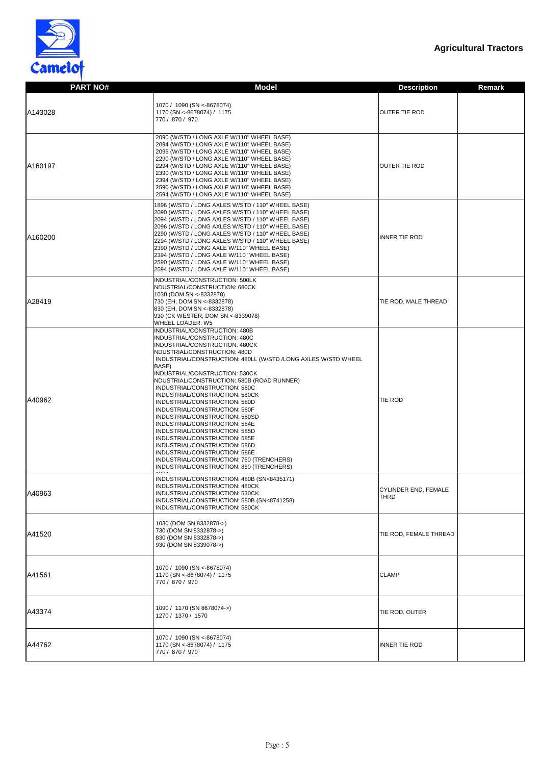**Agricultural Tractors**

| PART NO# | Model | Description | Remark |
|---|---|---|---|
| A143028 | 1070 / 1090 (SN <-8678074)<br>1170 (SN <-8678074) / 1175<br>770 / 870 / 970 | OUTER TIE ROD | |
| A160197 | 2090 (W/STD / LONG AXLE W/110" WHEEL BASE)<br>2094 (W/STD / LONG AXLE W/110" WHEEL BASE)<br>2096 (W/STD / LONG AXLE W/110" WHEEL BASE)<br>2290 (W/STD / LONG AXLE W/110" WHEEL BASE)<br>2294 (W/STD / LONG AXLE W/110" WHEEL BASE)<br>2390 (W/STD / LONG AXLE W/110" WHEEL BASE)<br>2394 (W/STD / LONG AXLE W/110" WHEEL BASE)<br>2590 (W/STD / LONG AXLE W/110" WHEEL BASE)<br>2594 (W/STD / LONG AXLE W/110" WHEEL BASE) | OUTER TIE ROD | |
| A160200 | 1896 (W/STD / LONG AXLES W/STD / 110" WHEEL BASE)<br>2090 (W/STD / LONG AXLES W/STD / 110" WHEEL BASE)<br>2094 (W/STD / LONG AXLES W/STD / 110" WHEEL BASE)<br>2096 (W/STD / LONG AXLES W/STD / 110" WHEEL BASE)<br>2290 (W/STD / LONG AXLES W/STD / 110" WHEEL BASE)<br>2294 (W/STD / LONG AXLES W/STD / 110" WHEEL BASE)<br>2390 (W/STD / LONG AXLE W/110" WHEEL BASE)<br>2394 (W/STD / LONG AXLE W/110" WHEEL BASE)<br>2590 (W/STD / LONG AXLE W/110" WHEEL BASE)<br>2594 (W/STD / LONG AXLE W/110" WHEEL BASE) | INNER TIE ROD | |
| A28419 | INDUSTRIAL/CONSTRUCTION: 500LK<br>NDUSTRIAL/CONSTRUCTION: 680CK<br>1030 (DOM SN <-8332878)<br>730 (EH, DOM SN <-8332878)<br>830 (EH, DOM SN <-8332878)<br>930 (CK WESTER, DOM SN <-8339078)<br>WHEEL LOADER: W5 | TIE ROD, MALE THREAD | |
| A40962 | INDUSTRIAL/CONSTRUCTION: 480B<br>INDUSTRIAL/CONSTRUCTION: 480C<br>INDUSTRIAL/CONSTRUCTION: 480CK<br>NDUSTRIAL/CONSTRUCTION: 480D<br>INDUSTRIAL/CONSTRUCTION: 480LL (W/STD /LONG AXLES W/STD WHEEL BASE)<br>INDUSTRIAL/CONSTRUCTION: 530CK<br>NDUSTRIAL/CONSTRUCTION: 580B (ROAD RUNNER)<br>INDUSTRIAL/CONSTRUCTION: 580C<br>INDUSTRIAL/CONSTRUCTION: 580CK<br>INDUSTRIAL/CONSTRUCTION: 580D<br>INDUSTRIAL/CONSTRUCTION: 580F<br>INDUSTRIAL/CONSTRUCTION: 580SD<br>INDUSTRIAL/CONSTRUCTION: 584E<br>INDUSTRIAL/CONSTRUCTION: 585D<br>INDUSTRIAL/CONSTRUCTION: 585E<br>INDUSTRIAL/CONSTRUCTION: 586D<br>INDUSTRIAL/CONSTRUCTION: 586E<br>INDUSTRIAL/CONSTRUCTION: 760 (TRENCHERS)<br>INDUSTRIAL/CONSTRUCTION: 860 (TRENCHERS) | TIE ROD | |
| A40963 | INDUSTRIAL/CONSTRUCTION: 480B (SN<8435171)<br>INDUSTRIAL/CONSTRUCTION: 480CK<br>INDUSTRIAL/CONSTRUCTION: 530CK<br>INDUSTRIAL/CONSTRUCTION: 580B (SN<8741258)<br>INDUSTRIAL/CONSTRUCTION: 580CK | CYLINDER END, FEMALE THRD | |
| A41520 | 1030 (DOM SN 8332878->)<br>730 (DOM SN 8332878->)<br>830 (DOM SN 8332878->)<br>930 (DOM SN 8339078->) | TIE ROD, FEMALE THREAD | |
| A41561 | 1070 / 1090 (SN <-8678074)<br>1170 (SN <-8678074) / 1175<br>770 / 870 / 970 | CLAMP | |
| A43374 | 1090 / 1170 (SN 8678074->)<br>1270 / 1370 / 1570 | TIE ROD, OUTER | |
| A44762 | 1070 / 1090 (SN <-8678074)<br>1170 (SN <-8678074) / 1175<br>770 / 870 / 970 | INNER TIE ROD | |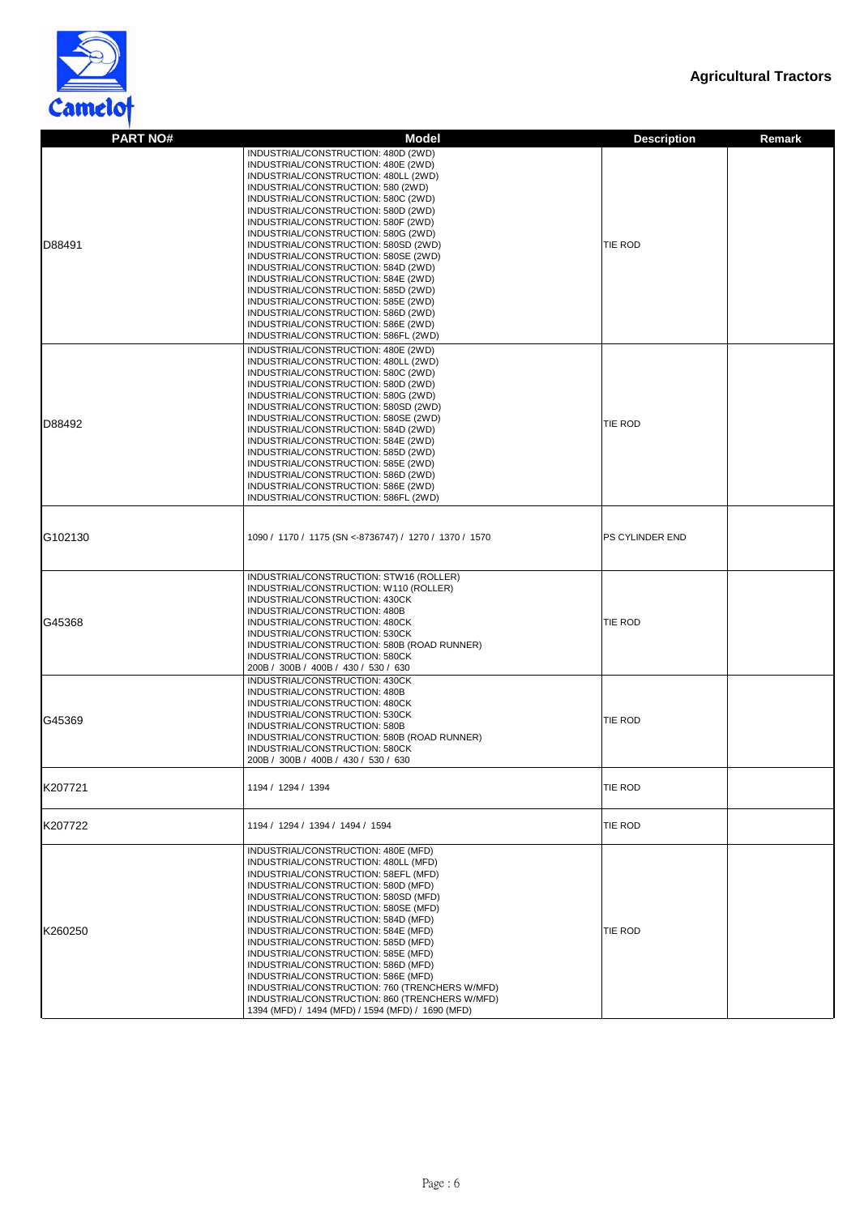## Agricultural Tractors

| PART NO# | Model | Description | Remark |
|---|---|---|---|
| D88491 | INDUSTRIAL/CONSTRUCTION: 480D (2WD)<br>INDUSTRIAL/CONSTRUCTION: 480E (2WD)<br>INDUSTRIAL/CONSTRUCTION: 480LL (2WD)<br>INDUSTRIAL/CONSTRUCTION: 580 (2WD)<br>INDUSTRIAL/CONSTRUCTION: 580C (2WD)<br>INDUSTRIAL/CONSTRUCTION: 580D (2WD)<br>INDUSTRIAL/CONSTRUCTION: 580F (2WD)<br>INDUSTRIAL/CONSTRUCTION: 580G (2WD)<br>INDUSTRIAL/CONSTRUCTION: 580SD (2WD)<br>INDUSTRIAL/CONSTRUCTION: 580SE (2WD)<br>INDUSTRIAL/CONSTRUCTION: 584D (2WD)<br>INDUSTRIAL/CONSTRUCTION: 584E (2WD)<br>INDUSTRIAL/CONSTRUCTION: 585D (2WD)<br>INDUSTRIAL/CONSTRUCTION: 585E (2WD)<br>INDUSTRIAL/CONSTRUCTION: 586D (2WD)<br>INDUSTRIAL/CONSTRUCTION: 586E (2WD)<br>INDUSTRIAL/CONSTRUCTION: 586FL (2WD) | TIE ROD | |
| D88492 | INDUSTRIAL/CONSTRUCTION: 480E (2WD)<br>INDUSTRIAL/CONSTRUCTION: 480LL (2WD)<br>INDUSTRIAL/CONSTRUCTION: 580C (2WD)<br>INDUSTRIAL/CONSTRUCTION: 580D (2WD)<br>INDUSTRIAL/CONSTRUCTION: 580G (2WD)<br>INDUSTRIAL/CONSTRUCTION: 580SD (2WD)<br>INDUSTRIAL/CONSTRUCTION: 580SE (2WD)<br>INDUSTRIAL/CONSTRUCTION: 584D (2WD)<br>INDUSTRIAL/CONSTRUCTION: 584E (2WD)<br>INDUSTRIAL/CONSTRUCTION: 585D (2WD)<br>INDUSTRIAL/CONSTRUCTION: 585E (2WD)<br>INDUSTRIAL/CONSTRUCTION: 586D (2WD)<br>INDUSTRIAL/CONSTRUCTION: 586E (2WD)<br>INDUSTRIAL/CONSTRUCTION: 586FL (2WD) | TIE ROD | |
| G102130 | 1090 / 1170 / 1175 (SN <-8736747) / 1270 / 1370 / 1570 | PS CYLINDER END | |
| G45368 | INDUSTRIAL/CONSTRUCTION: STW16 (ROLLER)<br>INDUSTRIAL/CONSTRUCTION: W110 (ROLLER)<br>INDUSTRIAL/CONSTRUCTION: 430CK<br>INDUSTRIAL/CONSTRUCTION: 480B<br>INDUSTRIAL/CONSTRUCTION: 480CK<br>INDUSTRIAL/CONSTRUCTION: 530CK<br>INDUSTRIAL/CONSTRUCTION: 580B (ROAD RUNNER)<br>INDUSTRIAL/CONSTRUCTION: 580CK<br>200B / 300B / 400B / 430 / 530 / 630 | TIE ROD | |
| G45369 | INDUSTRIAL/CONSTRUCTION: 430CK<br>INDUSTRIAL/CONSTRUCTION: 480B<br>INDUSTRIAL/CONSTRUCTION: 480CK<br>INDUSTRIAL/CONSTRUCTION: 530CK<br>INDUSTRIAL/CONSTRUCTION: 580B<br>INDUSTRIAL/CONSTRUCTION: 580B (ROAD RUNNER)<br>INDUSTRIAL/CONSTRUCTION: 580CK<br>200B / 300B / 400B / 430 / 530 / 630 | TIE ROD | |
| K207721 | 1194 / 1294 / 1394 | TIE ROD | |
| K207722 | 1194 / 1294 / 1394 / 1494 / 1594 | TIE ROD | |
| K260250 | INDUSTRIAL/CONSTRUCTION: 480E (MFD)<br>INDUSTRIAL/CONSTRUCTION: 480LL (MFD)<br>INDUSTRIAL/CONSTRUCTION: 58EFL (MFD)<br>INDUSTRIAL/CONSTRUCTION: 580D (MFD)<br>INDUSTRIAL/CONSTRUCTION: 580SD (MFD)<br>INDUSTRIAL/CONSTRUCTION: 580SE (MFD)<br>INDUSTRIAL/CONSTRUCTION: 584D (MFD)<br>INDUSTRIAL/CONSTRUCTION: 584E (MFD)<br>INDUSTRIAL/CONSTRUCTION: 585D (MFD)<br>INDUSTRIAL/CONSTRUCTION: 585E (MFD)<br>INDUSTRIAL/CONSTRUCTION: 586D (MFD)<br>INDUSTRIAL/CONSTRUCTION: 586E (MFD)<br>INDUSTRIAL/CONSTRUCTION: 760 (TRENCHERS W/MFD)<br>INDUSTRIAL/CONSTRUCTION: 860 (TRENCHERS W/MFD)<br>1394 (MFD) / 1494 (MFD) / 1594 (MFD) / 1690 (MFD) | TIE ROD | |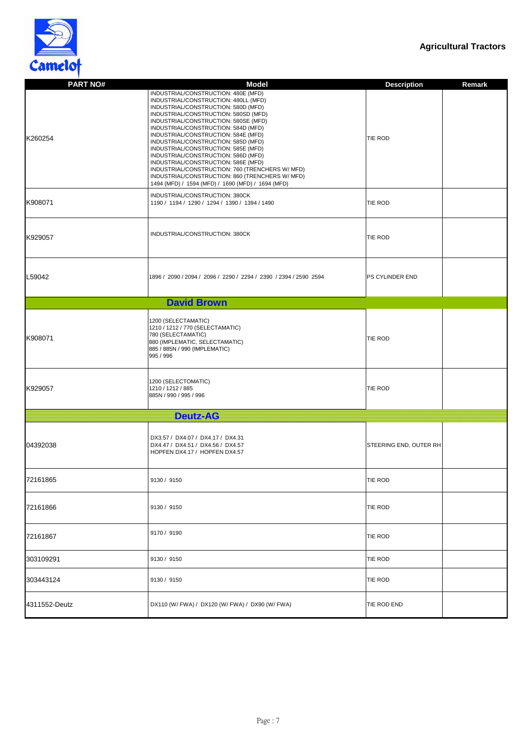**Agricultural Tractors**

| PART NO# | Model | Description | Remark |
|---|---|---|---|
| K260254 | INDUSTRIAL/CONSTRUCTION: 480E (MFD)<br>INDUSTRIAL/CONSTRUCTION: 480LL (MFD)<br>INDUSTRIAL/CONSTRUCTION: 580D (MFD)<br>INDUSTRIAL/CONSTRUCTION: 580SD (MFD)<br>INDUSTRIAL/CONSTRUCTION: 580SE (MFD)<br>INDUSTRIAL/CONSTRUCTION: 584D (MFD)<br>INDUSTRIAL/CONSTRUCTION: 584E (MFD)<br>INDUSTRIAL/CONSTRUCTION: 585D (MFD)<br>INDUSTRIAL/CONSTRUCTION: 585E (MFD)<br>INDUSTRIAL/CONSTRUCTION: 586D (MFD)<br>INDUSTRIAL/CONSTRUCTION: 586E (MFD)<br>INDUSTRIAL/CONSTRUCTION: 760 (TRENCHERS W/ MFD)<br>INDUSTRIAL/CONSTRUCTION: 860 (TRENCHERS W/ MFD)<br>1494 (MFD) / 1594 (MFD) / 1690 (MFD) / 1694 (MFD) | TIE ROD | |
| K908071 | INDUSTRIAL/CONSTRUCTION: 380CK<br>1190 / 1194 / 1290 / 1294 / 1390 / 1394 / 1490 | TIE ROD | |
| K929057 | INDUSTRIAL/CONSTRUCTION: 380CK | TIE ROD | |
| L59042 | 1896 / 2090 / 2094 / 2096 / 2290 / 2294 / 2390 / 2394 / 2590 2594 | PS CYLINDER END | |
| | **David Brown** | | |
| K908071 | 1200 (SELECTAMATIC)<br>1210 / 1212 / 770 (SELECTAMATIC)<br>780 (SELECTAMATIC)<br>880 (IMPLEMATIC, SELECTAMATIC)<br>885 / 885N / 990 (IMPLEMATIC)<br>995 / 996 | TIE ROD | |
| K929057 | 1200 (SELECTOMATIC)<br>1210 / 1212 / 885<br>885N / 990 / 995 / 996 | TIE ROD | |
| | **Deutz-AG** | | |
| 04392038 | DX3.57 / DX4.07 / DX4.17 / DX4.31<br>DX4.47 / DX4.51 / DX4.56 / DX4.57<br>HOPFEN DX4.17 / HOPFEN DX4.57 | STEERING END, OUTER RH | |
| 72161865 | 9130 / 9150 | TIE ROD | |
| 72161866 | 9130 / 9150 | TIE ROD | |
| 72161867 | 9170 / 9190 | TIE ROD | |
| 303109291 | 9130 / 9150 | TIE ROD | |
| 303443124 | 9130 / 9150 | TIE ROD | |
| 4311552-Deutz | DX110 (W/ FWA) / DX120 (W/ FWA) / DX90 (W/ FWA) | TIE ROD END | |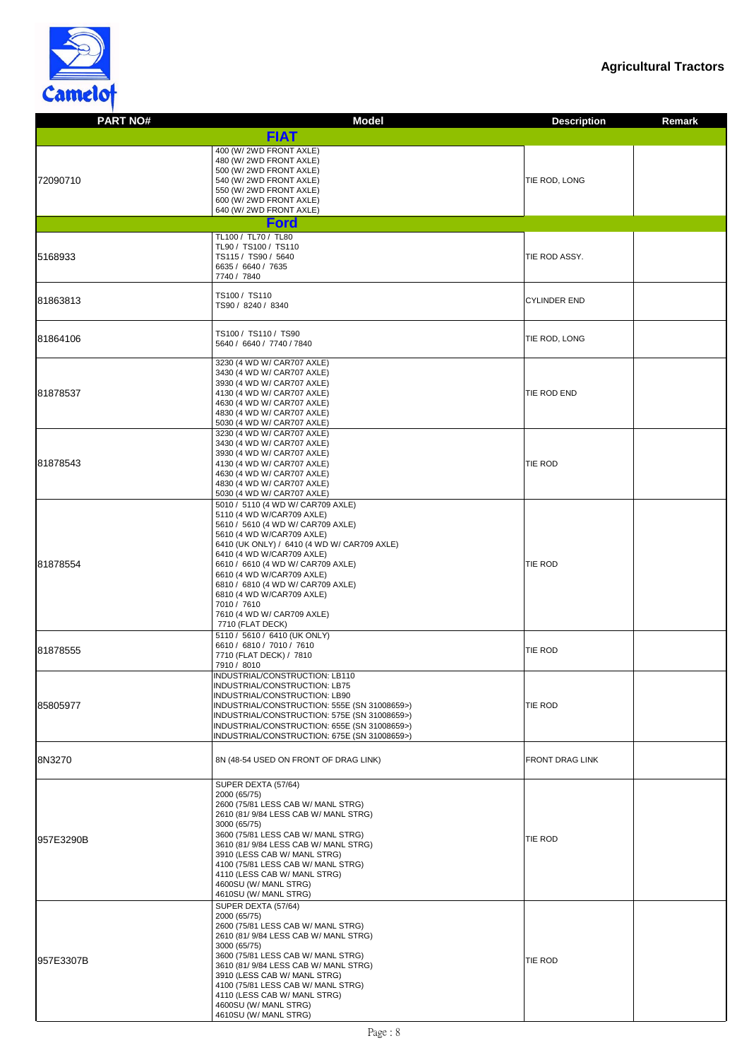Agricultural Tractors

| PART NO# | Model | Description | Remark |
| --- | --- | --- | --- |
| **FIAT** | | | |
| 72090710 | 400 (W/ 2WD FRONT AXLE)<br>480 (W/ 2WD FRONT AXLE)<br>500 (W/ 2WD FRONT AXLE)<br>540 (W/ 2WD FRONT AXLE)<br>550 (W/ 2WD FRONT AXLE)<br>600 (W/ 2WD FRONT AXLE)<br>640 (W/ 2WD FRONT AXLE) | TIE ROD, LONG | |
| **Ford** | | | |
| 5168933 | TL100 / TL70 / TL80<br>TL90 / TS100 / TS110<br>TS115 / TS90 / 5640<br>6635 / 6640 / 7635<br>7740 / 7840 | TIE ROD ASSY. | |
| 81863813 | TS100 / TS110<br>TS90 / 8240 / 8340 | CYLINDER END | |
| 81864106 | TS100 / TS110 / TS90<br>5640 / 6640 / 7740 / 7840 | TIE ROD, LONG | |
| 81878537 | 3230 (4 WD W/ CAR707 AXLE)<br>3430 (4 WD W/ CAR707 AXLE)<br>3930 (4 WD W/ CAR707 AXLE)<br>4130 (4 WD W/ CAR707 AXLE)<br>4630 (4 WD W/ CAR707 AXLE)<br>4830 (4 WD W/ CAR707 AXLE)<br>5030 (4 WD W/ CAR707 AXLE) | TIE ROD END | |
| 81878543 | 3230 (4 WD W/ CAR707 AXLE)<br>3430 (4 WD W/ CAR707 AXLE)<br>3930 (4 WD W/ CAR707 AXLE)<br>4130 (4 WD W/ CAR707 AXLE)<br>4630 (4 WD W/ CAR707 AXLE)<br>4830 (4 WD W/ CAR707 AXLE)<br>5030 (4 WD W/ CAR707 AXLE) | TIE ROD | |
| 81878554 | 5010 / 5110 (4 WD W/ CAR709 AXLE)<br>5110 (4 WD W/CAR709 AXLE)<br>5610 / 5610 (4 WD W/ CAR709 AXLE)<br>5610 (4 WD W/CAR709 AXLE)<br>6410 (UK ONLY) / 6410 (4 WD W/ CAR709 AXLE)<br>6410 (4 WD W/CAR709 AXLE)<br>6610 / 6610 (4 WD W/ CAR709 AXLE)<br>6610 (4 WD W/CAR709 AXLE)<br>6810 / 6810 (4 WD W/ CAR709 AXLE)<br>6810 (4 WD W/CAR709 AXLE)<br>7010 / 7610<br>7610 (4 WD W/ CAR709 AXLE)<br>7710 (FLAT DECK) | TIE ROD | |
| 81878555 | 5110 / 5610 / 6410 (UK ONLY)<br>6610 / 6810 / 7010 / 7610<br>7710 (FLAT DECK) / 7810<br>7910 / 8010 | TIE ROD | |
| 85805977 | INDUSTRIAL/CONSTRUCTION: LB110<br>INDUSTRIAL/CONSTRUCTION: LB75<br>INDUSTRIAL/CONSTRUCTION: LB90<br>INDUSTRIAL/CONSTRUCTION: 555E (SN 31008659>)<br>INDUSTRIAL/CONSTRUCTION: 575E (SN 31008659>)<br>INDUSTRIAL/CONSTRUCTION: 655E (SN 31008659>)<br>INDUSTRIAL/CONSTRUCTION: 675E (SN 31008659>) | TIE ROD | |
| 8N3270 | 8N (48-54 USED ON FRONT OF DRAG LINK) | FRONT DRAG LINK | |
| 957E3290B | SUPER DEXTA (57/64)<br>2000 (65/75)<br>2600 (75/81 LESS CAB W/ MANL STRG)<br>2610 (81/ 9/84 LESS CAB W/ MANL STRG)<br>3000 (65/75)<br>3600 (75/81 LESS CAB W/ MANL STRG)<br>3610 (81/ 9/84 LESS CAB W/ MANL STRG)<br>3910 (LESS CAB W/ MANL STRG)<br>4100 (75/81 LESS CAB W/ MANL STRG)<br>4110 (LESS CAB W/ MANL STRG)<br>4600SU (W/ MANL STRG)<br>4610SU (W/ MANL STRG) | TIE ROD | |
| 957E3307B | SUPER DEXTA (57/64)<br>2000 (65/75)<br>2600 (75/81 LESS CAB W/ MANL STRG)<br>2610 (81/ 9/84 LESS CAB W/ MANL STRG)<br>3000 (65/75)<br>3600 (75/81 LESS CAB W/ MANL STRG)<br>3610 (81/ 9/84 LESS CAB W/ MANL STRG)<br>3910 (LESS CAB W/ MANL STRG)<br>4100 (75/81 LESS CAB W/ MANL STRG)<br>4110 (LESS CAB W/ MANL STRG)<br>4600SU (W/ MANL STRG)<br>4610SU (W/ MANL STRG) | TIE ROD | |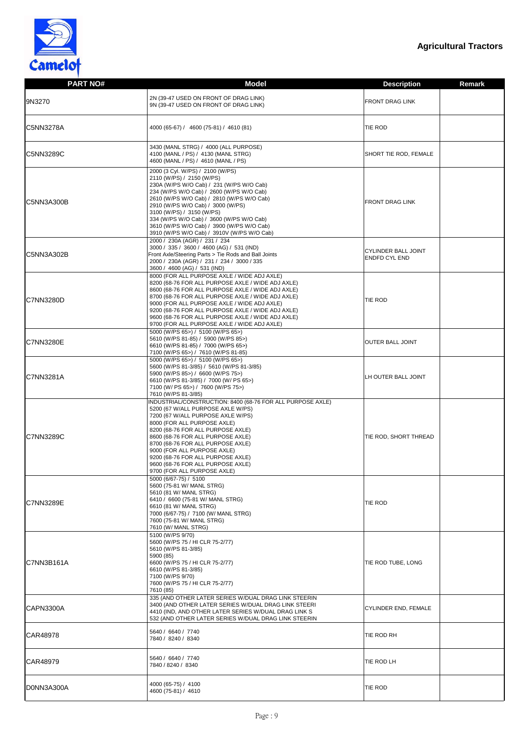**Agricultural Tractors**

| PART NO# | Model | Description | Remark |
|---|---|---|---|
| 9N3270 | 2N (39-47 USED ON FRONT OF DRAG LINK)<br>9N (39-47 USED ON FRONT OF DRAG LINK) | FRONT DRAG LINK | |
| C5NN3278A | 4000 (65-67) / 4600 (75-81) / 4610 (81) | TIE ROD | |
| C5NN3289C | 3430 (MANL STRG) / 4000 (ALL PURPOSE)<br>4100 (MANL / PS) / 4130 (MANL STRG)<br>4600 (MANL / PS) / 4610 (MANL / PS) | SHORT TIE ROD, FEMALE | |
| C5NN3A300B | 2000 (3 Cyl. W/PS) / 2100 (W/PS)<br>2110 (W/PS) / 2150 (W/PS)<br>230A (W/PS W/O Cab) / 231 (W/PS W/O Cab)<br>234 (W/PS W/O Cab) / 2600 (W/PS W/O Cab)<br>2610 (W/PS W/O Cab) / 2810 (W/PS W/O Cab)<br>2910 (W/PS W/O Cab) / 3000 (W/PS)<br>3100 (W/PS) / 3150 (W/PS)<br>334 (W/PS W/O Cab) / 3600 (W/PS W/O Cab)<br>3610 (W/PS W/O Cab) / 3900 (W/PS W/O Cab)<br>3910 (W/PS W/O Cab) / 3910V (W/PS W/O Cab) | FRONT DRAG LINK | |
| C5NN3A302B | 2000 / 230A (AGR) / 231 / 234<br>3000 / 335 / 3600 / 4600 (AG) / 531 (IND)<br>Front Axle/Steering Parts > Tie Rods and Ball Joints<br>2000 / 230A (AGR) / 231 / 234 / 3000 / 335<br>3600 / 4600 (AG) / 531 (IND) | CYLINDER BALL JOINT ENDFD CYL END | |
| C7NN3280D | 8000 (FOR ALL PURPOSE AXLE / WIDE ADJ AXLE)<br>8200 (68-76 FOR ALL PURPOSE AXLE / WIDE ADJ AXLE)<br>8600 (68-76 FOR ALL PURPOSE AXLE / WIDE ADJ AXLE)<br>8700 (68-76 FOR ALL PURPOSE AXLE / WIDE ADJ AXLE)<br>9000 (FOR ALL PURPOSE AXLE / WIDE ADJ AXLE)<br>9200 (68-76 FOR ALL PURPOSE AXLE / WIDE ADJ AXLE)<br>9600 (68-76 FOR ALL PURPOSE AXLE / WIDE ADJ AXLE)<br>9700 (FOR ALL PURPOSE AXLE / WIDE ADJ AXLE) | TIE ROD | |
| C7NN3280E | 5000 (W/PS 65>) / 5100 (W/PS 65>)<br>5610 (W/PS 81-85) / 5900 (W/PS 85>)<br>6610 (W/PS 81-85) / 7000 (W/PS 65>)<br>7100 (W/PS 65>) / 7610 (W/PS 81-85) | OUTER BALL JOINT | |
| C7NN3281A | 5000 (W/PS 65>) / 5100 (W/PS 65>)<br>5600 (W/PS 81-3/85) / 5610 (W/PS 81-3/85)<br>5900 (W/PS 85>) / 6600 (W/PS 75>)<br>6610 (W/PS 81-3/85) / 7000 (W/ PS 65>)<br>7100 (W/ PS 65>) / 7600 (W/PS 75>)<br>7610 (W/PS 81-3/85) | LH OUTER BALL JOINT | |
| C7NN3289C | INDUSTRIAL/CONSTRUCTION: 8400 (68-76 FOR ALL PURPOSE AXLE)<br>5200 (67 W/ALL PURPOSE AXLE W/PS)<br>7200 (67 W/ALL PURPOSE AXLE W/PS)<br>8000 (FOR ALL PURPOSE AXLE)<br>8200 (68-76 FOR ALL PURPOSE AXLE)<br>8600 (68-76 FOR ALL PURPOSE AXLE)<br>8700 (68-76 FOR ALL PURPOSE AXLE)<br>9000 (FOR ALL PURPOSE AXLE)<br>9200 (68-76 FOR ALL PURPOSE AXLE)<br>9600 (68-76 FOR ALL PURPOSE AXLE)<br>9700 (FOR ALL PURPOSE AXLE) | TIE ROD, SHORT THREAD | |
| C7NN3289E | 5000 (6/67-75) / 5100<br>5600 (75-81 W/ MANL STRG)<br>5610 (81 W/ MANL STRG)<br>6410 / 6600 (75-81 W/ MANL STRG)<br>6610 (81 W/ MANL STRG)<br>7000 (6/67-75) / 7100 (W/ MANL STRG)<br>7600 (75-81 W/ MANL STRG)<br>7610 (W/ MANL STRG) | TIE ROD | |
| C7NN3B161A | 5100 (W/PS 9/70)<br>5600 (W/PS 75 / HI CLR 75-2/77)<br>5610 (W/PS 81-3/85)<br>5900 (85)<br>6600 (W/PS 75 / HI CLR 75-2/77)<br>6610 (W/PS 81-3/85)<br>7100 (W/PS 9/70)<br>7600 (W/PS 75 / HI CLR 75-2/77)<br>7610 (85) | TIE ROD TUBE, LONG | |
| CAPN3300A | 335 (AND OTHER LATER SERIES W/DUAL DRAG LINK STEERIN<br>3400 (AND OTHER LATER SERIES W/DUAL DRAG LINK STEERI<br>4410 (IND, AND OTHER LATER SERIES W/DUAL DRAG LINK S<br>532 (AND OTHER LATER SERIES W/DUAL DRAG LINK STEERIN | CYLINDER END, FEMALE | |
| CAR48978 | 5640 / 6640 / 7740<br>7840 / 8240 / 8340 | TIE ROD RH | |
| CAR48979 | 5640 / 6640 / 7740<br>7840 / 8240 / 8340 | TIE ROD LH | |
| D0NN3A300A | 4000 (65-75) / 4100<br>4600 (75-81) / 4610 | TIE ROD | |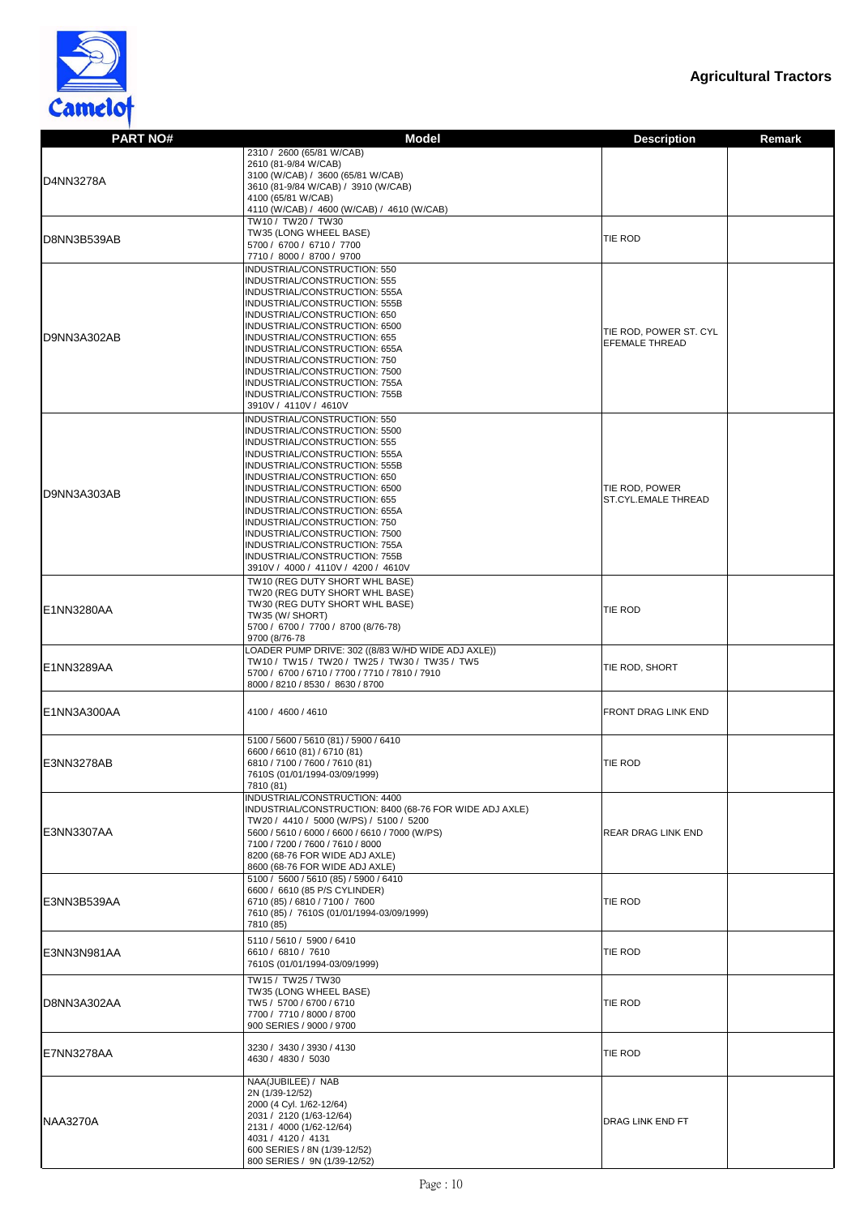## Agricultural Tractors

| PART NO# | Model | Description | Remark |
|---|---|---|---|
| D4NN3278A | 2310 / 2600 (65/81 W/CAB)<br>2610 (81-9/84 W/CAB)<br>3100 (W/CAB) / 3600 (65/81 W/CAB)<br>3610 (81-9/84 W/CAB) / 3910 (W/CAB)<br>4100 (65/81 W/CAB)<br>4110 (W/CAB) / 4600 (W/CAB) / 4610 (W/CAB) | | |
| D8NN3B539AB | TW10 / TW20 / TW30<br>TW35 (LONG WHEEL BASE)<br>5700 / 6700 / 6710 / 7700<br>7710 / 8000 / 8700 / 9700 | TIE ROD | |
| D9NN3A302AB | INDUSTRIAL/CONSTRUCTION: 550<br>INDUSTRIAL/CONSTRUCTION: 555<br>INDUSTRIAL/CONSTRUCTION: 555A<br>INDUSTRIAL/CONSTRUCTION: 555B<br>INDUSTRIAL/CONSTRUCTION: 650<br>INDUSTRIAL/CONSTRUCTION: 6500<br>INDUSTRIAL/CONSTRUCTION: 655<br>INDUSTRIAL/CONSTRUCTION: 655A<br>INDUSTRIAL/CONSTRUCTION: 750<br>INDUSTRIAL/CONSTRUCTION: 7500<br>INDUSTRIAL/CONSTRUCTION: 755A<br>INDUSTRIAL/CONSTRUCTION: 755B<br>3910V / 4110V / 4610V | TIE ROD, POWER ST. CYL EFEMALE THREAD | |
| D9NN3A303AB | INDUSTRIAL/CONSTRUCTION: 550<br>INDUSTRIAL/CONSTRUCTION: 5500<br>INDUSTRIAL/CONSTRUCTION: 555<br>INDUSTRIAL/CONSTRUCTION: 555A<br>INDUSTRIAL/CONSTRUCTION: 555B<br>INDUSTRIAL/CONSTRUCTION: 650<br>INDUSTRIAL/CONSTRUCTION: 6500<br>INDUSTRIAL/CONSTRUCTION: 655<br>INDUSTRIAL/CONSTRUCTION: 655A<br>INDUSTRIAL/CONSTRUCTION: 750<br>INDUSTRIAL/CONSTRUCTION: 7500<br>INDUSTRIAL/CONSTRUCTION: 755A<br>INDUSTRIAL/CONSTRUCTION: 755B<br>3910V / 4000 / 4110V / 4200 / 4610V | TIE ROD, POWER ST.CYL.EMALE THREAD | |
| E1NN3280AA | TW10 (REG DUTY SHORT WHL BASE)<br>TW20 (REG DUTY SHORT WHL BASE)<br>TW30 (REG DUTY SHORT WHL BASE)<br>TW35 (W/ SHORT)<br>5700 / 6700 / 7700 / 8700 (8/76-78)<br>9700 (8/76-78 | TIE ROD | |
| E1NN3289AA | LOADER PUMP DRIVE: 302 ((8/83 W/HD WIDE ADJ AXLE))<br>TW10 / TW15 / TW20 / TW25 / TW30 / TW35 / TW5<br>5700 / 6700 / 6710 / 7700 / 7710 / 7810 / 7910<br>8000 / 8210 / 8530 / 8630 / 8700 | TIE ROD, SHORT | |
| E1NN3A300AA | 4100 / 4600 / 4610 | FRONT DRAG LINK END | |
| E3NN3278AB | 5100 / 5600 / 5610 (81) / 5900 / 6410<br>6600 / 6610 (81) / 6710 (81)<br>6810 / 7100 / 7600 / 7610 (81)<br>7610S (01/01/1994-03/09/1999)<br>7810 (81) | TIE ROD | |
| E3NN3307AA | INDUSTRIAL/CONSTRUCTION: 4400<br>INDUSTRIAL/CONSTRUCTION: 8400 (68-76 FOR WIDE ADJ AXLE)<br>TW20 / 4410 / 5000 (W/PS) / 5100 / 5200<br>5600 / 5610 / 6000 / 6600 / 6610 / 7000 (W/PS)<br>7100 / 7200 / 7600 / 7610 / 8000<br>8200 (68-76 FOR WIDE ADJ AXLE)<br>8600 (68-76 FOR WIDE ADJ AXLE) | REAR DRAG LINK END | |
| E3NN3B539AA | 5100 / 5600 / 5610 (85) / 5900 / 6410<br>6600 / 6610 (85 P/S CYLINDER)<br>6710 (85) / 6810 / 7100 / 7600<br>7610 (85) / 7610S (01/01/1994-03/09/1999)<br>7810 (85) | TIE ROD | |
| E3NN3N981AA | 5110 / 5610 / 5900 / 6410<br>6610 / 6810 / 7610<br>7610S (01/01/1994-03/09/1999) | TIE ROD | |
| D8NN3A302AA | TW15 / TW25 / TW30<br>TW35 (LONG WHEEL BASE)<br>TW5 / 5700 / 6700 / 6710<br>7700 / 7710 / 8000 / 8700<br>900 SERIES / 9000 / 9700 | TIE ROD | |
| E7NN3278AA | 3230 / 3430 / 3930 / 4130<br>4630 / 4830 / 5030 | TIE ROD | |
| NAA3270A | NAA(JUBILEE) / NAB<br>2N (1/39-12/52)<br>2000 (4 Cyl. 1/62-12/64)<br>2031 / 2120 (1/63-12/64)<br>2131 / 4000 (1/62-12/64)<br>4031 / 4120 / 4131<br>600 SERIES / 8N (1/39-12/52)<br>800 SERIES / 9N (1/39-12/52) | DRAG LINK END FT | |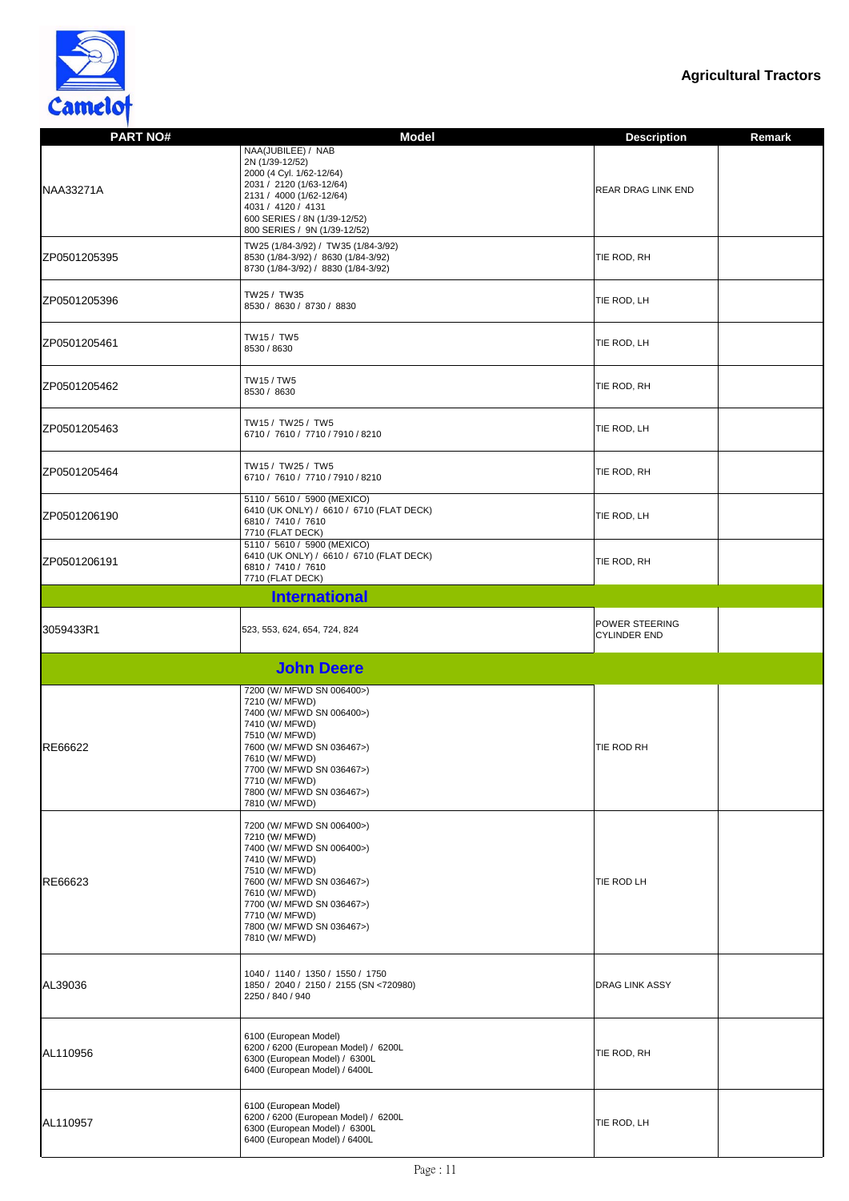# Agricultural Tractors

| PART NO# | Model | Description | Remark |
| --- | --- | --- | --- |
| NAA33271A | NAA(JUBILEE) / NAB<br>2N (1/39-12/52)<br>2000 (4 Cyl. 1/62-12/64)<br>2031 / 2120 (1/63-12/64)<br>2131 / 4000 (1/62-12/64)<br>4031 / 4120 / 4131<br>600 SERIES / 8N (1/39-12/52)<br>800 SERIES / 9N (1/39-12/52) | REAR DRAG LINK END | |
| ZP0501205395 | TW25 (1/84-3/92) / TW35 (1/84-3/92)<br>8530 (1/84-3/92) / 8630 (1/84-3/92)<br>8730 (1/84-3/92) / 8830 (1/84-3/92) | TIE ROD, RH | |
| ZP0501205396 | TW25 / TW35<br>8530 / 8630 / 8730 / 8830 | TIE ROD, LH | |
| ZP0501205461 | TW15 / TW5<br>8530 / 8630 | TIE ROD, LH | |
| ZP0501205462 | TW15 / TW5<br>8530 / 8630 | TIE ROD, RH | |
| ZP0501205463 | TW15 / TW25 / TW5<br>6710 / 7610 / 7710 / 7910 / 8210 | TIE ROD, LH | |
| ZP0501205464 | TW15 / TW25 / TW5<br>6710 / 7610 / 7710 / 7910 / 8210 | TIE ROD, RH | |
| ZP0501206190 | 5110 / 5610 / 5900 (MEXICO)<br>6410 (UK ONLY) / 6610 / 6710 (FLAT DECK)<br>6810 / 7410 / 7610<br>7710 (FLAT DECK) | TIE ROD, LH | |
| ZP0501206191 | 5110 / 5610 / 5900 (MEXICO)<br>6410 (UK ONLY) / 6610 / 6710 (FLAT DECK)<br>6810 / 7410 / 7610<br>7710 (FLAT DECK) | TIE ROD, RH | |
| | **International** | | |
| 3059433R1 | 523, 553, 624, 654, 724, 824 | POWER STEERING CYLINDER END | |
| | **John Deere** | | |
| RE66622 | 7200 (W/ MFWD SN 006400>)<br>7210 (W/ MFWD)<br>7400 (W/ MFWD SN 006400>)<br>7410 (W/ MFWD)<br>7510 (W/ MFWD)<br>7600 (W/ MFWD SN 036467>)<br>7610 (W/ MFWD)<br>7700 (W/ MFWD SN 036467>)<br>7710 (W/ MFWD)<br>7800 (W/ MFWD SN 036467>)<br>7810 (W/ MFWD) | TIE ROD RH | |
| RE66623 | 7200 (W/ MFWD SN 006400>)<br>7210 (W/ MFWD)<br>7400 (W/ MFWD SN 006400>)<br>7410 (W/ MFWD)<br>7510 (W/ MFWD)<br>7600 (W/ MFWD SN 036467>)<br>7610 (W/ MFWD)<br>7700 (W/ MFWD SN 036467>)<br>7710 (W/ MFWD)<br>7800 (W/ MFWD SN 036467>)<br>7810 (W/ MFWD) | TIE ROD LH | |
| AL39036 | 1040 / 1140 / 1350 / 1550 / 1750<br>1850 / 2040 / 2150 / 2155 (SN <720980)<br>2250 / 840 / 940 | DRAG LINK ASSY | |
| AL110956 | 6100 (European Model)<br>6200 / 6200 (European Model) / 6200L<br>6300 (European Model) / 6300L<br>6400 (European Model) / 6400L | TIE ROD, RH | |
| AL110957 | 6100 (European Model)<br>6200 / 6200 (European Model) / 6200L<br>6300 (European Model) / 6300L<br>6400 (European Model) / 6400L | TIE ROD, LH | |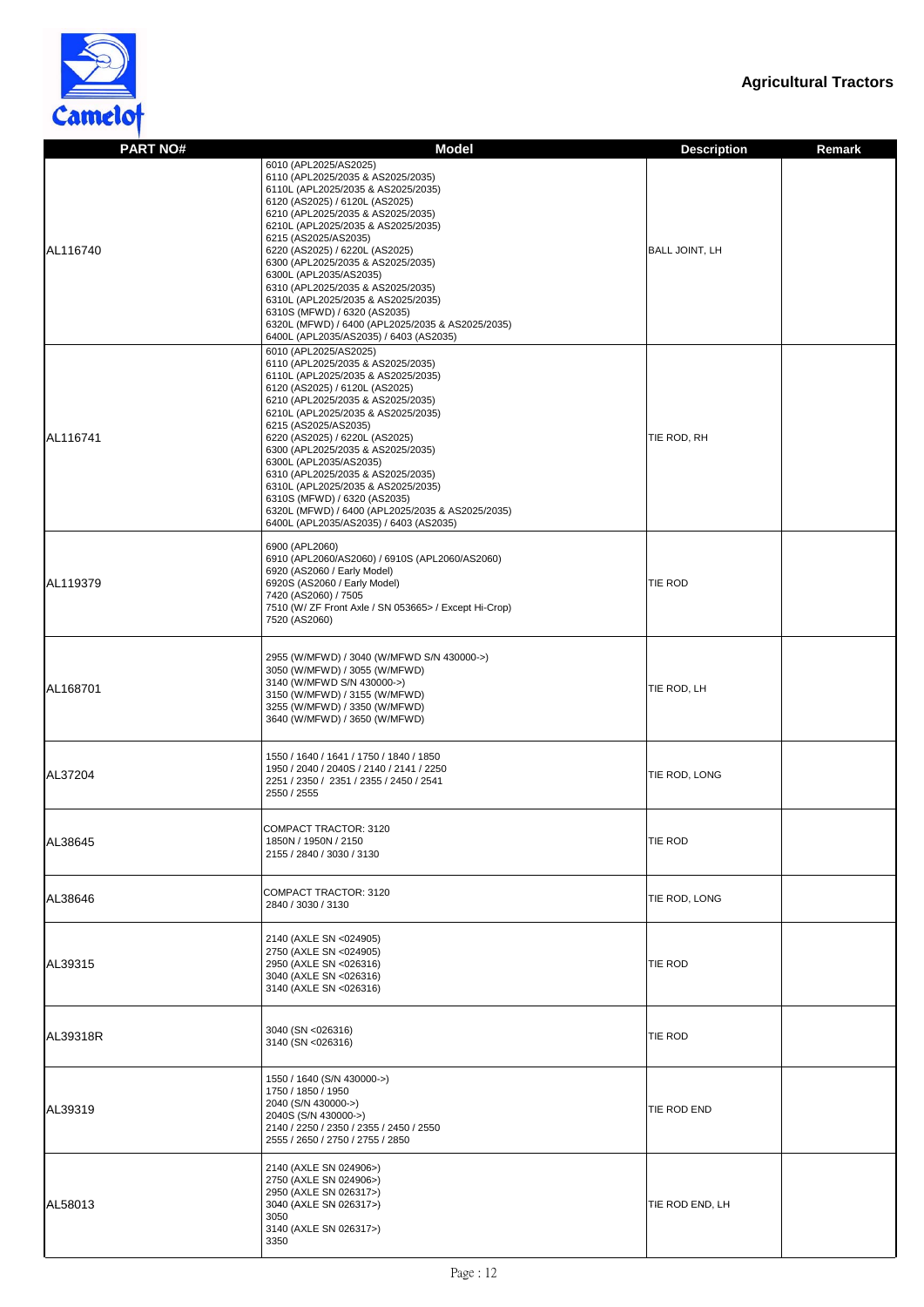# Agricultural Tractors

| PART NO# | Model | Description | Remark |
| --- | --- | --- | --- |
| AL116740 | 6010 (APL2025/AS2025)<br>6110 (APL2025/2035 & AS2025/2035)<br>6110L (APL2025/2035 & AS2025/2035)<br>6120 (AS2025) / 6120L (AS2025)<br>6210 (APL2025/2035 & AS2025/2035)<br>6210L (APL2025/2035 & AS2025/2035)<br>6215 (AS2025/AS2035)<br>6220 (AS2025) / 6220L (AS2025)<br>6300 (APL2025/2035 & AS2025/2035)<br>6300L (APL2035/AS2035)<br>6310 (APL2025/2035 & AS2025/2035)<br>6310L (APL2025/2035 & AS2025/2035)<br>6310S (MFWD) / 6320 (AS2035)<br>6320L (MFWD) / 6400 (APL2025/2035 & AS2025/2035)<br>6400L (APL2035/AS2035) / 6403 (AS2035) | BALL JOINT, LH | |
| AL116741 | 6010 (APL2025/AS2025)<br>6110 (APL2025/2035 & AS2025/2035)<br>6110L (APL2025/2035 & AS2025/2035)<br>6120 (AS2025) / 6120L (AS2025)<br>6210 (APL2025/2035 & AS2025/2035)<br>6210L (APL2025/2035 & AS2025/2035)<br>6215 (AS2025/AS2035)<br>6220 (AS2025) / 6220L (AS2025)<br>6300 (APL2025/2035 & AS2025/2035)<br>6300L (APL2035/AS2035)<br>6310 (APL2025/2035 & AS2025/2035)<br>6310L (APL2025/2035 & AS2025/2035)<br>6310S (MFWD) / 6320 (AS2035)<br>6320L (MFWD) / 6400 (APL2025/2035 & AS2025/2035)<br>6400L (APL2035/AS2035) / 6403 (AS2035) | TIE ROD, RH | |
| AL119379 | 6900 (APL2060)<br>6910 (APL2060/AS2060) / 6910S (APL2060/AS2060)<br>6920 (AS2060 / Early Model)<br>6920S (AS2060 / Early Model)<br>7420 (AS2060) / 7505<br>7510 (W/ ZF Front Axle / SN 053665> / Except Hi-Crop)<br>7520 (AS2060) | TIE ROD | |
| AL168701 | 2955 (W/MFWD) / 3040 (W/MFWD S/N 430000->)<br>3050 (W/MFWD) / 3055 (W/MFWD)<br>3140 (W/MFWD S/N 430000->)<br>3150 (W/MFWD) / 3155 (W/MFWD)<br>3255 (W/MFWD) / 3350 (W/MFWD)<br>3640 (W/MFWD) / 3650 (W/MFWD) | TIE ROD, LH | |
| AL37204 | 1550 / 1640 / 1641 / 1750 / 1840 / 1850<br>1950 / 2040 / 2040S / 2140 / 2141 / 2250<br>2251 / 2350 / 2351 / 2355 / 2450 / 2541<br>2550 / 2555 | TIE ROD, LONG | |
| AL38645 | COMPACT TRACTOR: 3120<br>1850N / 1950N / 2150<br>2155 / 2840 / 3030 / 3130 | TIE ROD | |
| AL38646 | COMPACT TRACTOR: 3120<br>2840 / 3030 / 3130 | TIE ROD, LONG | |
| AL39315 | 2140 (AXLE SN <024905)<br>2750 (AXLE SN <024905)<br>2950 (AXLE SN <026316)<br>3040 (AXLE SN <026316)<br>3140 (AXLE SN <026316) | TIE ROD | |
| AL39318R | 3040 (SN <026316)<br>3140 (SN <026316) | TIE ROD | |
| AL39319 | 1550 / 1640 (S/N 430000->)<br>1750 / 1850 / 1950<br>2040 (S/N 430000->)<br>2040S (S/N 430000->)<br>2140 / 2250 / 2350 / 2355 / 2450 / 2550<br>2555 / 2650 / 2750 / 2755 / 2850 | TIE ROD END | |
| AL58013 | 2140 (AXLE SN 024906>)<br>2750 (AXLE SN 024906>)<br>2950 (AXLE SN 026317>)<br>3040 (AXLE SN 026317>)<br>3050<br>3140 (AXLE SN 026317>)<br>3350 | TIE ROD END, LH | |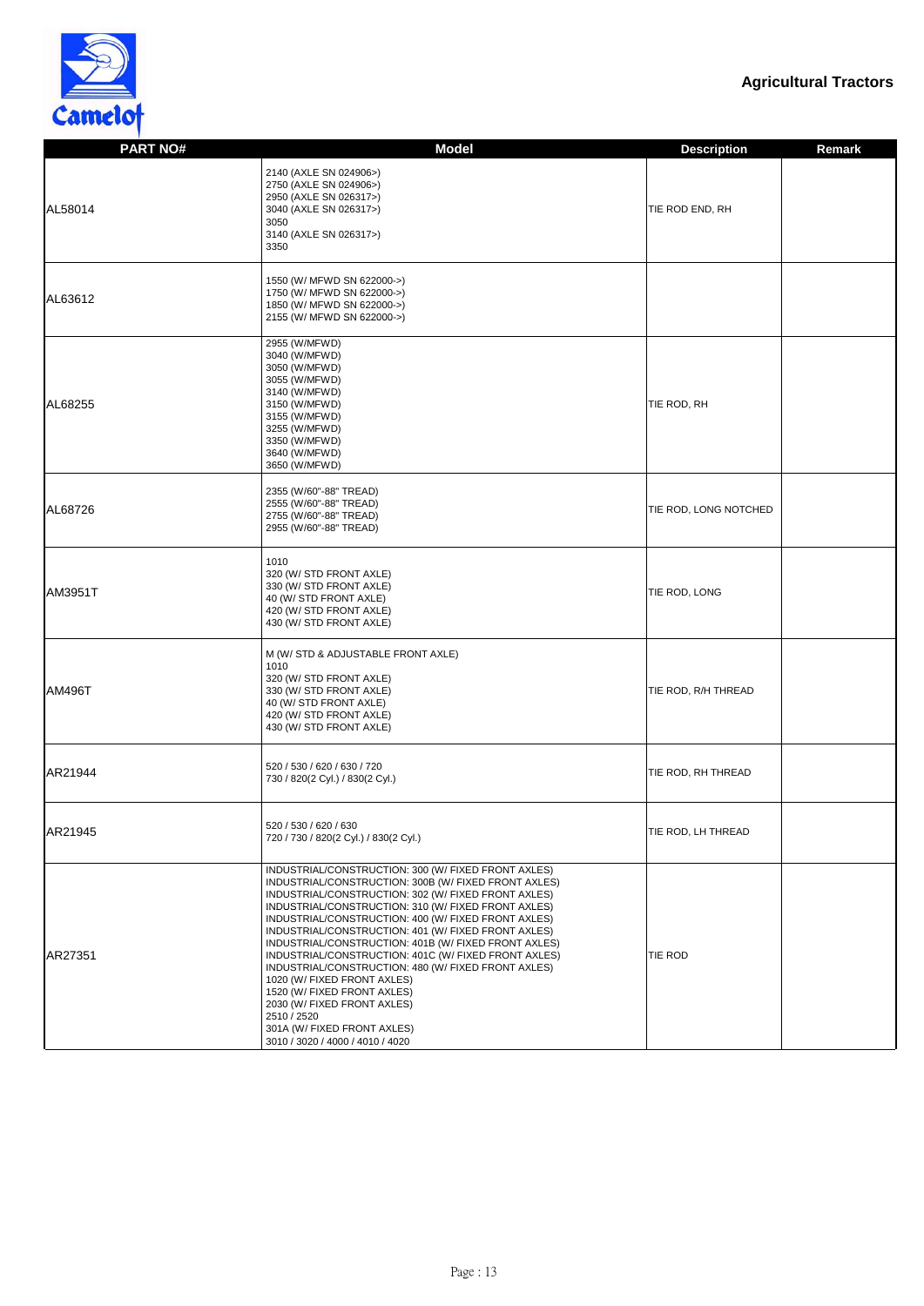**Agricultural Tractors**

| PART NO# | Model | Description | Remark |
| --- | --- | --- | --- |
| AL58014 | 2140 (AXLE SN 024906>)<br>2750 (AXLE SN 024906>)<br>2950 (AXLE SN 026317>)<br>3040 (AXLE SN 026317>)<br>3050<br>3140 (AXLE SN 026317>)<br>3350 | TIE ROD END, RH | |
| AL63612 | 1550 (W/ MFWD SN 622000->)<br>1750 (W/ MFWD SN 622000->)<br>1850 (W/ MFWD SN 622000->)<br>2155 (W/ MFWD SN 622000->) | | |
| AL68255 | 2955 (W/MFWD)<br>3040 (W/MFWD)<br>3050 (W/MFWD)<br>3055 (W/MFWD)<br>3140 (W/MFWD)<br>3150 (W/MFWD)<br>3155 (W/MFWD)<br>3255 (W/MFWD)<br>3350 (W/MFWD)<br>3640 (W/MFWD)<br>3650 (W/MFWD) | TIE ROD, RH | |
| AL68726 | 2355 (W/60"-88" TREAD)<br>2555 (W/60"-88" TREAD)<br>2755 (W/60"-88" TREAD)<br>2955 (W/60"-88" TREAD) | TIE ROD, LONG NOTCHED | |
| AM3951T | 1010<br>320 (W/ STD FRONT AXLE)<br>330 (W/ STD FRONT AXLE)<br>40 (W/ STD FRONT AXLE)<br>420 (W/ STD FRONT AXLE)<br>430 (W/ STD FRONT AXLE) | TIE ROD, LONG | |
| AM496T | M (W/ STD & ADJUSTABLE FRONT AXLE)<br>1010<br>320 (W/ STD FRONT AXLE)<br>330 (W/ STD FRONT AXLE)<br>40 (W/ STD FRONT AXLE)<br>420 (W/ STD FRONT AXLE)<br>430 (W/ STD FRONT AXLE) | TIE ROD, R/H THREAD | |
| AR21944 | 520 / 530 / 620 / 630 / 720<br>730 / 820(2 Cyl.) / 830(2 Cyl.) | TIE ROD, RH THREAD | |
| AR21945 | 520 / 530 / 620 / 630<br>720 / 730 / 820(2 Cyl.) / 830(2 Cyl.) | TIE ROD, LH THREAD | |
| AR27351 | INDUSTRIAL/CONSTRUCTION: 300 (W/ FIXED FRONT AXLES)<br>INDUSTRIAL/CONSTRUCTION: 300B (W/ FIXED FRONT AXLES)<br>INDUSTRIAL/CONSTRUCTION: 302 (W/ FIXED FRONT AXLES)<br>INDUSTRIAL/CONSTRUCTION: 310 (W/ FIXED FRONT AXLES)<br>INDUSTRIAL/CONSTRUCTION: 400 (W/ FIXED FRONT AXLES)<br>INDUSTRIAL/CONSTRUCTION: 401 (W/ FIXED FRONT AXLES)<br>INDUSTRIAL/CONSTRUCTION: 401B (W/ FIXED FRONT AXLES)<br>INDUSTRIAL/CONSTRUCTION: 401C (W/ FIXED FRONT AXLES)<br>INDUSTRIAL/CONSTRUCTION: 480 (W/ FIXED FRONT AXLES)<br>1020 (W/ FIXED FRONT AXLES)<br>1520 (W/ FIXED FRONT AXLES)<br>2030 (W/ FIXED FRONT AXLES)<br>2510 / 2520<br>301A (W/ FIXED FRONT AXLES)<br>3010 / 3020 / 4000 / 4010 / 4020 | TIE ROD | |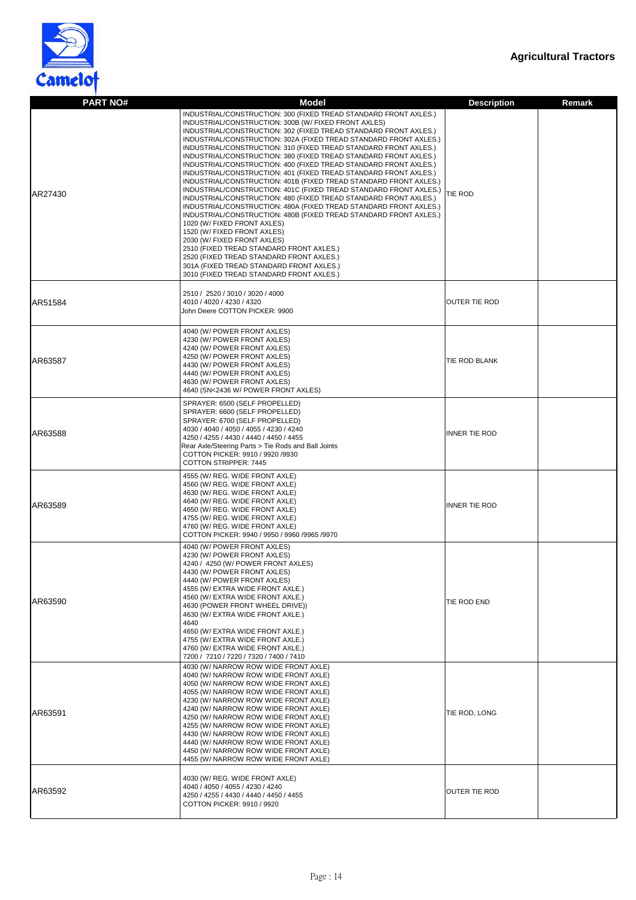**Agricultural Tractors**

| PART NO# | Model | Description | Remark |
|---|---|---|---|
| AR27430 | INDUSTRIAL/CONSTRUCTION: 300 (FIXED TREAD STANDARD FRONT AXLES.)<br>INDUSTRIAL/CONSTRUCTION: 300B (W/ FIXED FRONT AXLES)<br>INDUSTRIAL/CONSTRUCTION: 302 (FIXED TREAD STANDARD FRONT AXLES.)<br>INDUSTRIAL/CONSTRUCTION: 302A (FIXED TREAD STANDARD FRONT AXLES.)<br>INDUSTRIAL/CONSTRUCTION: 310 (FIXED TREAD STANDARD FRONT AXLES.)<br>INDUSTRIAL/CONSTRUCTION: 380 (FIXED TREAD STANDARD FRONT AXLES.)<br>INDUSTRIAL/CONSTRUCTION: 400 (FIXED TREAD STANDARD FRONT AXLES.)<br>INDUSTRIAL/CONSTRUCTION: 401 (FIXED TREAD STANDARD FRONT AXLES.)<br>INDUSTRIAL/CONSTRUCTION: 401B (FIXED TREAD STANDARD FRONT AXLES.)<br>INDUSTRIAL/CONSTRUCTION: 401C (FIXED TREAD STANDARD FRONT AXLES.)<br>INDUSTRIAL/CONSTRUCTION: 480 (FIXED TREAD STANDARD FRONT AXLES.)<br>INDUSTRIAL/CONSTRUCTION: 480A (FIXED TREAD STANDARD FRONT AXLES.)<br>INDUSTRIAL/CONSTRUCTION: 480B (FIXED TREAD STANDARD FRONT AXLES.)<br>1020 (W/ FIXED FRONT AXLES)<br>1520 (W/ FIXED FRONT AXLES)<br>2030 (W/ FIXED FRONT AXLES)<br>2510 (FIXED TREAD STANDARD FRONT AXLES.)<br>2520 (FIXED TREAD STANDARD FRONT AXLES.)<br>301A (FIXED TREAD STANDARD FRONT AXLES.)<br>3010 (FIXED TREAD STANDARD FRONT AXLES.) | TIE ROD | |
| AR51584 | 2510 / 2520 / 3010 / 3020 / 4000<br>4010 / 4020 / 4230 / 4320<br>John Deere COTTON PICKER: 9900 | OUTER TIE ROD | |
| AR63587 | 4040 (W/ POWER FRONT AXLES)<br>4230 (W/ POWER FRONT AXLES)<br>4240 (W/ POWER FRONT AXLES)<br>4250 (W/ POWER FRONT AXLES)<br>4430 (W/ POWER FRONT AXLES)<br>4440 (W/ POWER FRONT AXLES)<br>4630 (W/ POWER FRONT AXLES)<br>4640 (SN<2436 W/ POWER FRONT AXLES) | TIE ROD BLANK | |
| AR63588 | SPRAYER: 6500 (SELF PROPELLED)<br>SPRAYER: 6600 (SELF PROPELLED)<br>SPRAYER: 6700 (SELF PROPELLED)<br>4030 / 4040 / 4050 / 4055 / 4230 / 4240<br>4250 / 4255 / 4430 / 4440 / 4450 / 4455<br>Rear Axle/Steering Parts > Tie Rods and Ball Joints<br>COTTON PICKER: 9910 / 9920 /9930<br>COTTON STRIPPER: 7445 | INNER TIE ROD | |
| AR63589 | 4555 (W/ REG. WIDE FRONT AXLE)<br>4560 (W/ REG. WIDE FRONT AXLE)<br>4630 (W/ REG. WIDE FRONT AXLE)<br>4640 (W/ REG. WIDE FRONT AXLE)<br>4650 (W/ REG. WIDE FRONT AXLE)<br>4755 (W/ REG. WIDE FRONT AXLE)<br>4760 (W/ REG. WIDE FRONT AXLE)<br>COTTON PICKER: 9940 / 9950 / 9960 /9965 /9970 | INNER TIE ROD | |
| AR63590 | 4040 (W/ POWER FRONT AXLES)<br>4230 (W/ POWER FRONT AXLES)<br>4240 / 4250 (W/ POWER FRONT AXLES)<br>4430 (W/ POWER FRONT AXLES)<br>4440 (W/ POWER FRONT AXLES)<br>4555 (W/ EXTRA WIDE FRONT AXLE.)<br>4560 (W/ EXTRA WIDE FRONT AXLE.)<br>4630 (POWER FRONT WHEEL DRIVE))<br>4630 (W/ EXTRA WIDE FRONT AXLE.)<br>4640<br>4650 (W/ EXTRA WIDE FRONT AXLE.)<br>4755 (W/ EXTRA WIDE FRONT AXLE.)<br>4760 (W/ EXTRA WIDE FRONT AXLE.)<br>7200 / 7210 / 7220 / 7320 / 7400 / 7410 | TIE ROD END | |
| AR63591 | 4030 (W/ NARROW ROW WIDE FRONT AXLE)<br>4040 (W/ NARROW ROW WIDE FRONT AXLE)<br>4050 (W/ NARROW ROW WIDE FRONT AXLE)<br>4055 (W/ NARROW ROW WIDE FRONT AXLE)<br>4230 (W/ NARROW ROW WIDE FRONT AXLE)<br>4240 (W/ NARROW ROW WIDE FRONT AXLE)<br>4250 (W/ NARROW ROW WIDE FRONT AXLE)<br>4255 (W/ NARROW ROW WIDE FRONT AXLE)<br>4430 (W/ NARROW ROW WIDE FRONT AXLE)<br>4440 (W/ NARROW ROW WIDE FRONT AXLE)<br>4450 (W/ NARROW ROW WIDE FRONT AXLE)<br>4455 (W/ NARROW ROW WIDE FRONT AXLE) | TIE ROD, LONG | |
| AR63592 | 4030 (W/ REG. WIDE FRONT AXLE)<br>4040 / 4050 / 4055 / 4230 / 4240<br>4250 / 4255 / 4430 / 4440 / 4450 / 4455<br>COTTON PICKER: 9910 / 9920 | OUTER TIE ROD | |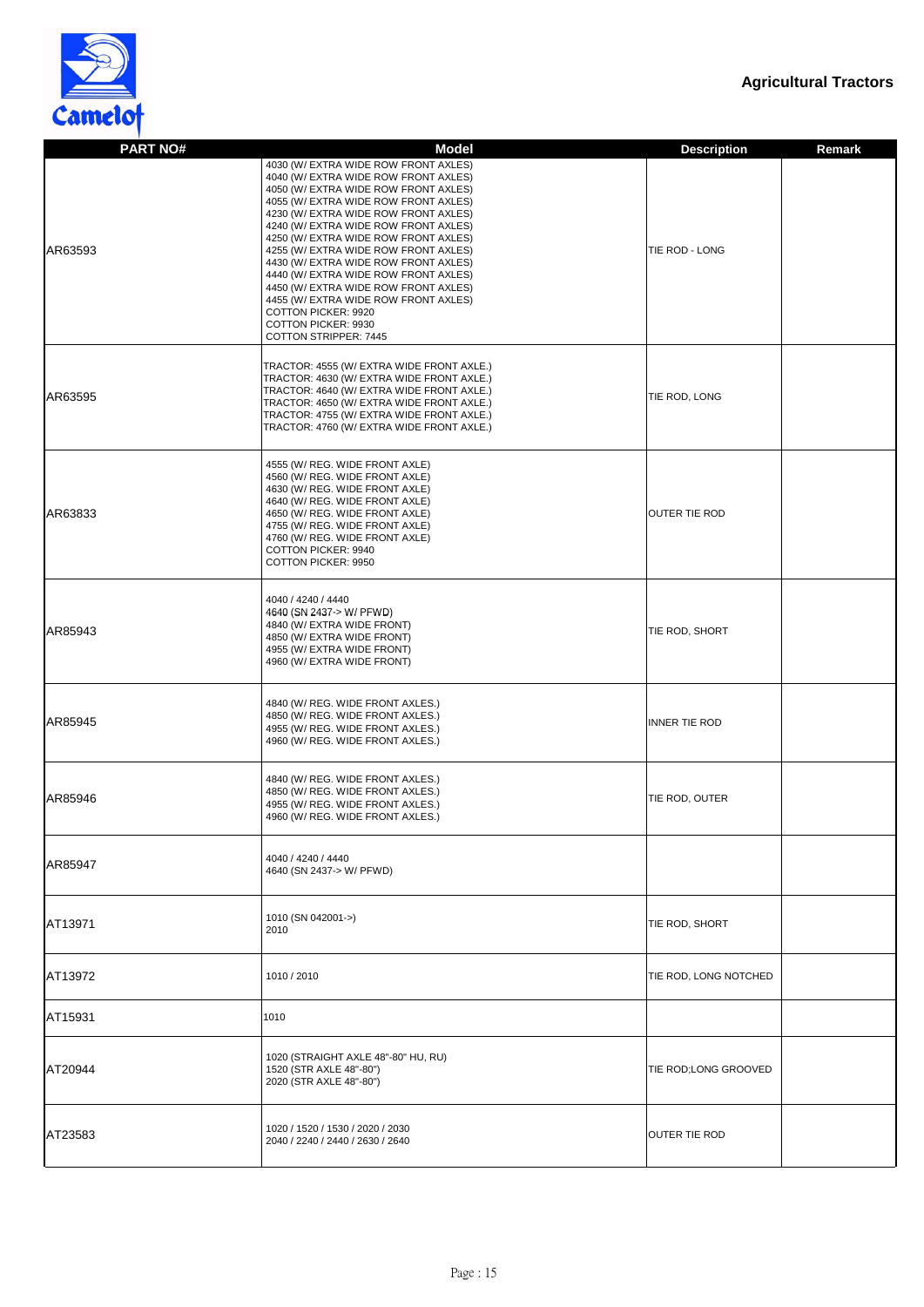Agricultural Tractors

| PART NO# | Model | Description | Remark |
|---|---|---|---|
| AR63593 | 4030 (W/ EXTRA WIDE ROW FRONT AXLES)<br>4040 (W/ EXTRA WIDE ROW FRONT AXLES)<br>4050 (W/ EXTRA WIDE ROW FRONT AXLES)<br>4055 (W/ EXTRA WIDE ROW FRONT AXLES)<br>4230 (W/ EXTRA WIDE ROW FRONT AXLES)<br>4240 (W/ EXTRA WIDE ROW FRONT AXLES)<br>4250 (W/ EXTRA WIDE ROW FRONT AXLES)<br>4255 (W/ EXTRA WIDE ROW FRONT AXLES)<br>4430 (W/ EXTRA WIDE ROW FRONT AXLES)<br>4440 (W/ EXTRA WIDE ROW FRONT AXLES)<br>4450 (W/ EXTRA WIDE ROW FRONT AXLES)<br>4455 (W/ EXTRA WIDE ROW FRONT AXLES)<br>COTTON PICKER: 9920<br>COTTON PICKER: 9930<br>COTTON STRIPPER: 7445 | TIE ROD - LONG | |
| AR63595 | TRACTOR: 4555 (W/ EXTRA WIDE FRONT AXLE.)<br>TRACTOR: 4630 (W/ EXTRA WIDE FRONT AXLE.)<br>TRACTOR: 4640 (W/ EXTRA WIDE FRONT AXLE.)<br>TRACTOR: 4650 (W/ EXTRA WIDE FRONT AXLE.)<br>TRACTOR: 4755 (W/ EXTRA WIDE FRONT AXLE.)<br>TRACTOR: 4760 (W/ EXTRA WIDE FRONT AXLE.) | TIE ROD, LONG | |
| AR63833 | 4555 (W/ REG. WIDE FRONT AXLE)<br>4560 (W/ REG. WIDE FRONT AXLE)<br>4630 (W/ REG. WIDE FRONT AXLE)<br>4640 (W/ REG. WIDE FRONT AXLE)<br>4650 (W/ REG. WIDE FRONT AXLE)<br>4755 (W/ REG. WIDE FRONT AXLE)<br>4760 (W/ REG. WIDE FRONT AXLE)<br>COTTON PICKER: 9940<br>COTTON PICKER: 9950 | OUTER TIE ROD | |
| AR85943 | 4040 / 4240 / 4440<br>4640 (SN 2437-> W/ PFWD)<br>4840 (W/ EXTRA WIDE FRONT)<br>4850 (W/ EXTRA WIDE FRONT)<br>4955 (W/ EXTRA WIDE FRONT)<br>4960 (W/ EXTRA WIDE FRONT) | TIE ROD, SHORT | |
| AR85945 | 4840 (W/ REG. WIDE FRONT AXLES.)<br>4850 (W/ REG. WIDE FRONT AXLES.)<br>4955 (W/ REG. WIDE FRONT AXLES.)<br>4960 (W/ REG. WIDE FRONT AXLES.) | INNER TIE ROD | |
| AR85946 | 4840 (W/ REG. WIDE FRONT AXLES.)<br>4850 (W/ REG. WIDE FRONT AXLES.)<br>4955 (W/ REG. WIDE FRONT AXLES.)<br>4960 (W/ REG. WIDE FRONT AXLES.) | TIE ROD, OUTER | |
| AR85947 | 4040 / 4240 / 4440<br>4640 (SN 2437-> W/ PFWD) | | |
| AT13971 | 1010 (SN 042001->)<br>2010 | TIE ROD, SHORT | |
| AT13972 | 1010 / 2010 | TIE ROD, LONG NOTCHED | |
| AT15931 | 1010 | | |
| AT20944 | 1020 (STRAIGHT AXLE 48"-80" HU, RU)<br>1520 (STR AXLE 48"-80")<br>2020 (STR AXLE 48"-80") | TIE ROD;LONG GROOVED | |
| AT23583 | 1020 / 1520 / 1530 / 2020 / 2030<br>2040 / 2240 / 2440 / 2630 / 2640 | OUTER TIE ROD | |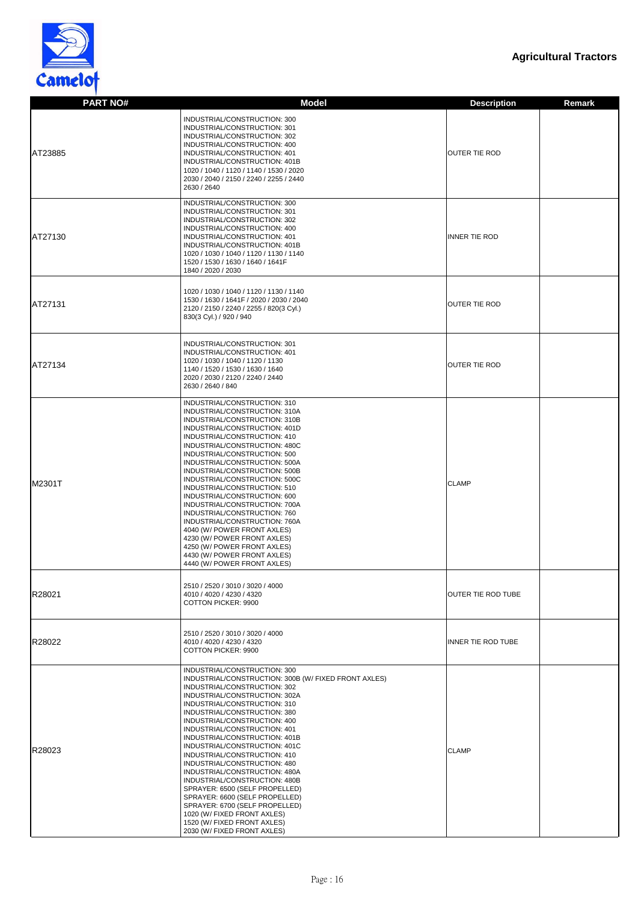Camelot

## Agricultural Tractors

| PART NO# | Model | Description | Remark |
|---|---|---|---|
| AT23885 | INDUSTRIAL/CONSTRUCTION: 300<br>INDUSTRIAL/CONSTRUCTION: 301<br>INDUSTRIAL/CONSTRUCTION: 302<br>INDUSTRIAL/CONSTRUCTION: 400<br>INDUSTRIAL/CONSTRUCTION: 401<br>INDUSTRIAL/CONSTRUCTION: 401B<br>1020 / 1040 / 1120 / 1140 / 1530 / 2020<br>2030 / 2040 / 2150 / 2240 / 2255 / 2440<br>2630 / 2640 | OUTER TIE ROD | |
| AT27130 | INDUSTRIAL/CONSTRUCTION: 300<br>INDUSTRIAL/CONSTRUCTION: 301<br>INDUSTRIAL/CONSTRUCTION: 302<br>INDUSTRIAL/CONSTRUCTION: 400<br>INDUSTRIAL/CONSTRUCTION: 401<br>INDUSTRIAL/CONSTRUCTION: 401B<br>1020 / 1030 / 1040 / 1120 / 1130 / 1140<br>1520 / 1530 / 1630 / 1640 / 1641F<br>1840 / 2020 / 2030 | INNER TIE ROD | |
| AT27131 | 1020 / 1030 / 1040 / 1120 / 1130 / 1140<br>1530 / 1630 / 1641F / 2020 / 2030 / 2040<br>2120 / 2150 / 2240 / 2255 / 820(3 Cyl.)<br>830(3 Cyl.) / 920 / 940 | OUTER TIE ROD | |
| AT27134 | INDUSTRIAL/CONSTRUCTION: 301<br>INDUSTRIAL/CONSTRUCTION: 401<br>1020 / 1030 / 1040 / 1120 / 1130<br>1140 / 1520 / 1530 / 1630 / 1640<br>2020 / 2030 / 2120 / 2240 / 2440<br>2630 / 2640 / 840 | OUTER TIE ROD | |
| M2301T | INDUSTRIAL/CONSTRUCTION: 310<br>INDUSTRIAL/CONSTRUCTION: 310A<br>INDUSTRIAL/CONSTRUCTION: 310B<br>INDUSTRIAL/CONSTRUCTION: 401D<br>INDUSTRIAL/CONSTRUCTION: 410<br>INDUSTRIAL/CONSTRUCTION: 480C<br>INDUSTRIAL/CONSTRUCTION: 500<br>INDUSTRIAL/CONSTRUCTION: 500A<br>INDUSTRIAL/CONSTRUCTION: 500B<br>INDUSTRIAL/CONSTRUCTION: 500C<br>INDUSTRIAL/CONSTRUCTION: 510<br>INDUSTRIAL/CONSTRUCTION: 600<br>INDUSTRIAL/CONSTRUCTION: 700A<br>INDUSTRIAL/CONSTRUCTION: 760<br>INDUSTRIAL/CONSTRUCTION: 760A<br>4040 (W/ POWER FRONT AXLES)<br>4230 (W/ POWER FRONT AXLES)<br>4250 (W/ POWER FRONT AXLES)<br>4430 (W/ POWER FRONT AXLES)<br>4440 (W/ POWER FRONT AXLES) | CLAMP | |
| R28021 | 2510 / 2520 / 3010 / 3020 / 4000<br>4010 / 4020 / 4230 / 4320<br>COTTON PICKER: 9900 | OUTER TIE ROD TUBE | |
| R28022 | 2510 / 2520 / 3010 / 3020 / 4000<br>4010 / 4020 / 4230 / 4320<br>COTTON PICKER: 9900 | INNER TIE ROD TUBE | |
| R28023 | INDUSTRIAL/CONSTRUCTION: 300<br>INDUSTRIAL/CONSTRUCTION: 300B (W/ FIXED FRONT AXLES)<br>INDUSTRIAL/CONSTRUCTION: 302<br>INDUSTRIAL/CONSTRUCTION: 302A<br>INDUSTRIAL/CONSTRUCTION: 310<br>INDUSTRIAL/CONSTRUCTION: 380<br>INDUSTRIAL/CONSTRUCTION: 400<br>INDUSTRIAL/CONSTRUCTION: 401<br>INDUSTRIAL/CONSTRUCTION: 401B<br>INDUSTRIAL/CONSTRUCTION: 401C<br>INDUSTRIAL/CONSTRUCTION: 410<br>INDUSTRIAL/CONSTRUCTION: 480<br>INDUSTRIAL/CONSTRUCTION: 480A<br>INDUSTRIAL/CONSTRUCTION: 480B<br>SPRAYER: 6500 (SELF PROPELLED)<br>SPRAYER: 6600 (SELF PROPELLED)<br>SPRAYER: 6700 (SELF PROPELLED)<br>1020 (W/ FIXED FRONT AXLES)<br>1520 (W/ FIXED FRONT AXLES)<br>2030 (W/ FIXED FRONT AXLES) | CLAMP | |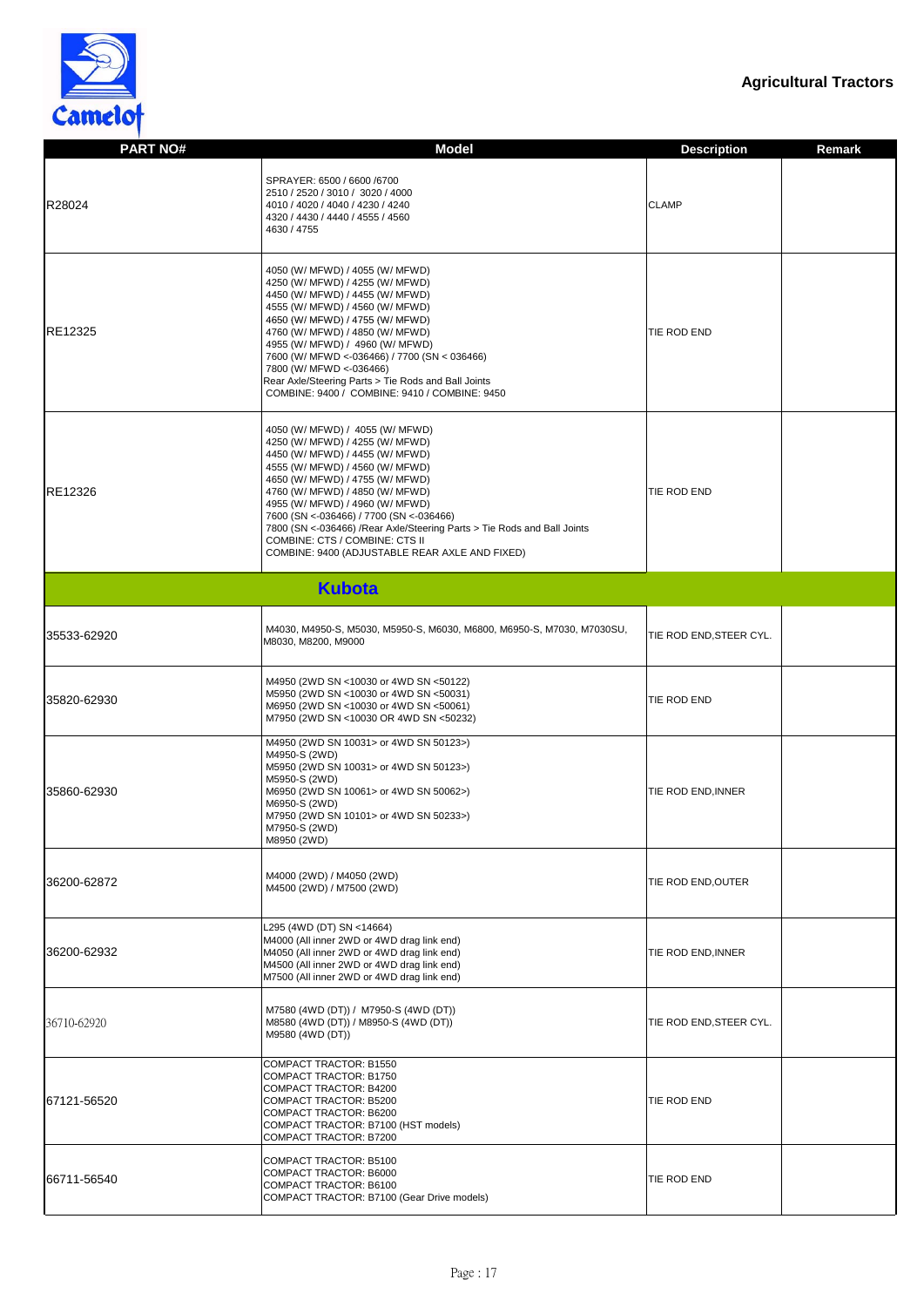Agricultural Tractors

| PART NO# | Model | Description | Remark |
|---|---|---|---|
| R28024 | SPRAYER: 6500 / 6600 /6700<br>2510 / 2520 / 3010 / 3020 / 4000<br>4010 / 4020 / 4040 / 4230 / 4240<br>4320 / 4430 / 4440 / 4555 / 4560<br>4630 / 4755 | CLAMP | |
| RE12325 | 4050 (W/ MFWD) / 4055 (W/ MFWD)<br>4250 (W/ MFWD) / 4255 (W/ MFWD)<br>4450 (W/ MFWD) / 4455 (W/ MFWD)<br>4555 (W/ MFWD) / 4560 (W/ MFWD)<br>4650 (W/ MFWD) / 4755 (W/ MFWD)<br>4760 (W/ MFWD) / 4850 (W/ MFWD)<br>4955 (W/ MFWD) / 4960 (W/ MFWD)<br>7600 (W/ MFWD <-036466) / 7700 (SN < 036466)<br>7800 (W/ MFWD <-036466)<br>Rear Axle/Steering Parts > Tie Rods and Ball Joints<br>COMBINE: 9400 / COMBINE: 9410 / COMBINE: 9450 | TIE ROD END | |
| RE12326 | 4050 (W/ MFWD) / 4055 (W/ MFWD)<br>4250 (W/ MFWD) / 4255 (W/ MFWD)<br>4450 (W/ MFWD) / 4455 (W/ MFWD)<br>4555 (W/ MFWD) / 4560 (W/ MFWD)<br>4650 (W/ MFWD) / 4755 (W/ MFWD)<br>4760 (W/ MFWD) / 4850 (W/ MFWD)<br>4955 (W/ MFWD) / 4960 (W/ MFWD)<br>7600 (SN <-036466) / 7700 (SN <-036466)<br>7800 (SN <-036466) /Rear Axle/Steering Parts > Tie Rods and Ball Joints<br>COMBINE: CTS / COMBINE: CTS II<br>COMBINE: 9400 (ADJUSTABLE REAR AXLE AND FIXED) | TIE ROD END | |
| **Kubota** | | | |
| 35533-62920 | M4030, M4950-S, M5030, M5950-S, M6030, M6800, M6950-S, M7030, M7030SU, M8030, M8200, M9000 | TIE ROD END,STEER CYL. | |
| 35820-62930 | M4950 (2WD SN <10030 or 4WD SN <50122)<br>M5950 (2WD SN <10030 or 4WD SN <50031)<br>M6950 (2WD SN <10030 or 4WD SN <50061)<br>M7950 (2WD SN <10030 OR 4WD SN <50232) | TIE ROD END | |
| 35860-62930 | M4950 (2WD SN 10031> or 4WD SN 50123>)<br>M4950-S (2WD)<br>M5950 (2WD SN 10031> or 4WD SN 50123>)<br>M5950-S (2WD)<br>M6950 (2WD SN 10061> or 4WD SN 50062>)<br>M6950-S (2WD)<br>M7950 (2WD SN 10101> or 4WD SN 50233>)<br>M7950-S (2WD)<br>M8950 (2WD) | TIE ROD END,INNER | |
| 36200-62872 | M4000 (2WD) / M4050 (2WD)<br>M4500 (2WD) / M7500 (2WD) | TIE ROD END,OUTER | |
| 36200-62932 | L295 (4WD (DT) SN <14664)<br>M4000 (All inner 2WD or 4WD drag link end)<br>M4050 (All inner 2WD or 4WD drag link end)<br>M4500 (All inner 2WD or 4WD drag link end)<br>M7500 (All inner 2WD or 4WD drag link end) | TIE ROD END,INNER | |
| 36710-62920 | M7580 (4WD (DT)) / M7950-S (4WD (DT))<br>M8580 (4WD (DT)) / M8950-S (4WD (DT))<br>M9580 (4WD (DT)) | TIE ROD END,STEER CYL. | |
| 67121-56520 | COMPACT TRACTOR: B1550<br>COMPACT TRACTOR: B1750<br>COMPACT TRACTOR: B4200<br>COMPACT TRACTOR: B5200<br>COMPACT TRACTOR: B6200<br>COMPACT TRACTOR: B7100 (HST models)<br>COMPACT TRACTOR: B7200 | TIE ROD END | |
| 66711-56540 | COMPACT TRACTOR: B5100<br>COMPACT TRACTOR: B6000<br>COMPACT TRACTOR: B6100<br>COMPACT TRACTOR: B7100 (Gear Drive models) | TIE ROD END | |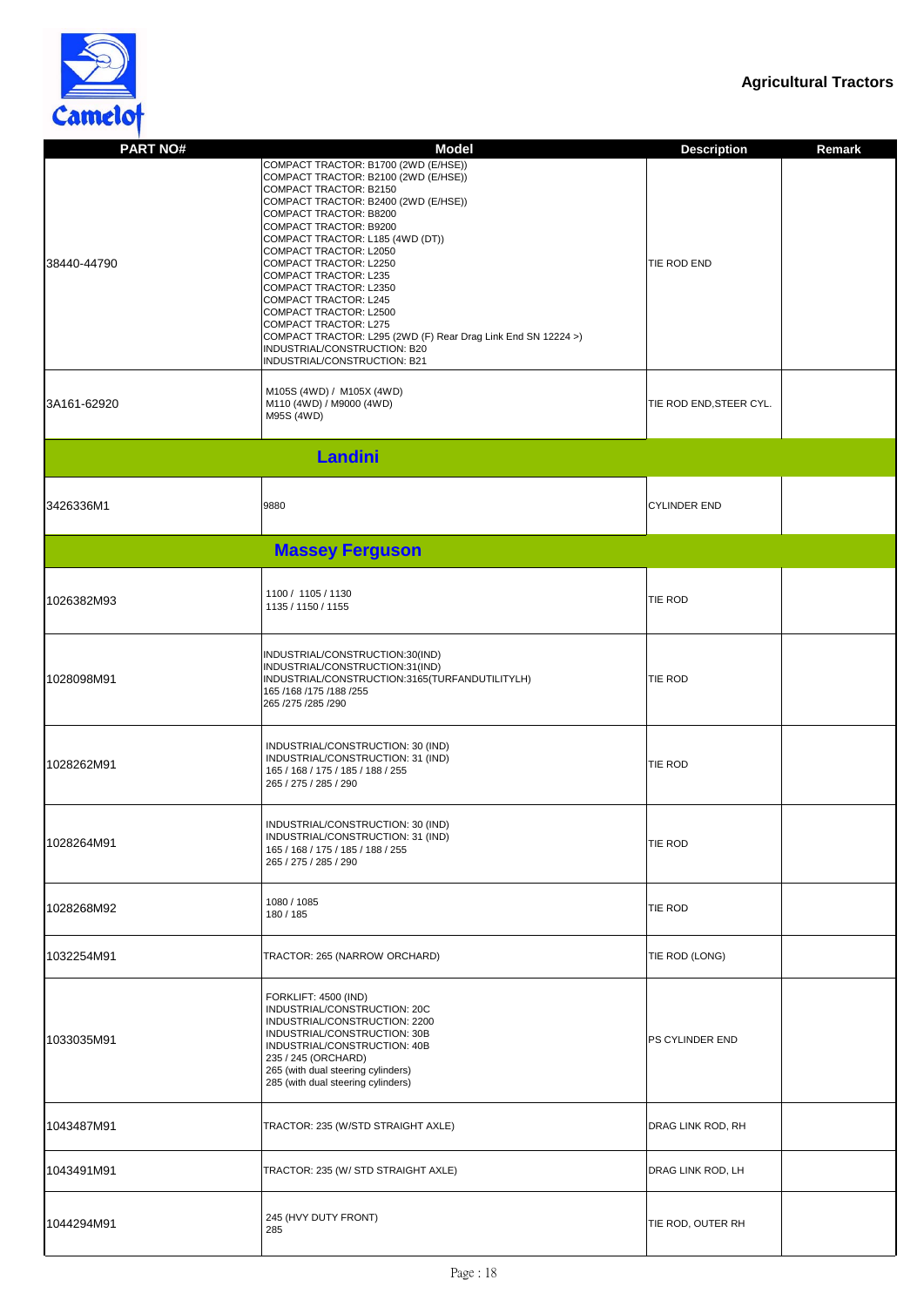Agricultural Tractors

| PART NO# | Model | Description | Remark |
|---|---|---|---|
| 38440-44790 | COMPACT TRACTOR: B1700 (2WD (E/HSE))<br>COMPACT TRACTOR: B2100 (2WD (E/HSE))<br>COMPACT TRACTOR: B2150<br>COMPACT TRACTOR: B2400 (2WD (E/HSE))<br>COMPACT TRACTOR: B8200<br>COMPACT TRACTOR: B9200<br>COMPACT TRACTOR: L185 (4WD (DT))<br>COMPACT TRACTOR: L2050<br>COMPACT TRACTOR: L2250<br>COMPACT TRACTOR: L235<br>COMPACT TRACTOR: L2350<br>COMPACT TRACTOR: L245<br>COMPACT TRACTOR: L2500<br>COMPACT TRACTOR: L275<br>COMPACT TRACTOR: L295 (2WD (F) Rear Drag Link End SN 12224 >)<br>INDUSTRIAL/CONSTRUCTION: B20<br>INDUSTRIAL/CONSTRUCTION: B21 | TIE ROD END | |
| 3A161-62920 | M105S (4WD) / M105X (4WD)<br>M110 (4WD) / M9000 (4WD)<br>M95S (4WD) | TIE ROD END,STEER CYL. | |
| | **Landini** | | |
| 3426336M1 | 9880 | CYLINDER END | |
| | **Massey Ferguson** | | |
| 1026382M93 | 1100 / 1105 / 1130<br>1135 / 1150 / 1155 | TIE ROD | |
| 1028098M91 | INDUSTRIAL/CONSTRUCTION:30(IND)<br>INDUSTRIAL/CONSTRUCTION:31(IND)<br>INDUSTRIAL/CONSTRUCTION:3165(TURFANDUTILITYLH)<br>165 /168 /175 /188 /255<br>265 /275 /285 /290 | TIE ROD | |
| 1028262M91 | INDUSTRIAL/CONSTRUCTION: 30 (IND)<br>INDUSTRIAL/CONSTRUCTION: 31 (IND)<br>165 / 168 / 175 / 185 / 188 / 255<br>265 / 275 / 285 / 290 | TIE ROD | |
| 1028264M91 | INDUSTRIAL/CONSTRUCTION: 30 (IND)<br>INDUSTRIAL/CONSTRUCTION: 31 (IND)<br>165 / 168 / 175 / 185 / 188 / 255<br>265 / 275 / 285 / 290 | TIE ROD | |
| 1028268M92 | 1080 / 1085<br>180 / 185 | TIE ROD | |
| 1032254M91 | TRACTOR: 265 (NARROW ORCHARD) | TIE ROD (LONG) | |
| 1033035M91 | FORKLIFT: 4500 (IND)<br>INDUSTRIAL/CONSTRUCTION: 20C<br>INDUSTRIAL/CONSTRUCTION: 2200<br>INDUSTRIAL/CONSTRUCTION: 30B<br>INDUSTRIAL/CONSTRUCTION: 40B<br>235 / 245 (ORCHARD)<br>265 (with dual steering cylinders)<br>285 (with dual steering cylinders) | PS CYLINDER END | |
| 1043487M91 | TRACTOR: 235 (W/STD STRAIGHT AXLE) | DRAG LINK ROD, RH | |
| 1043491M91 | TRACTOR: 235 (W/ STD STRAIGHT AXLE) | DRAG LINK ROD, LH | |
| 1044294M91 | 245 (HVY DUTY FRONT)<br>285 | TIE ROD, OUTER RH | |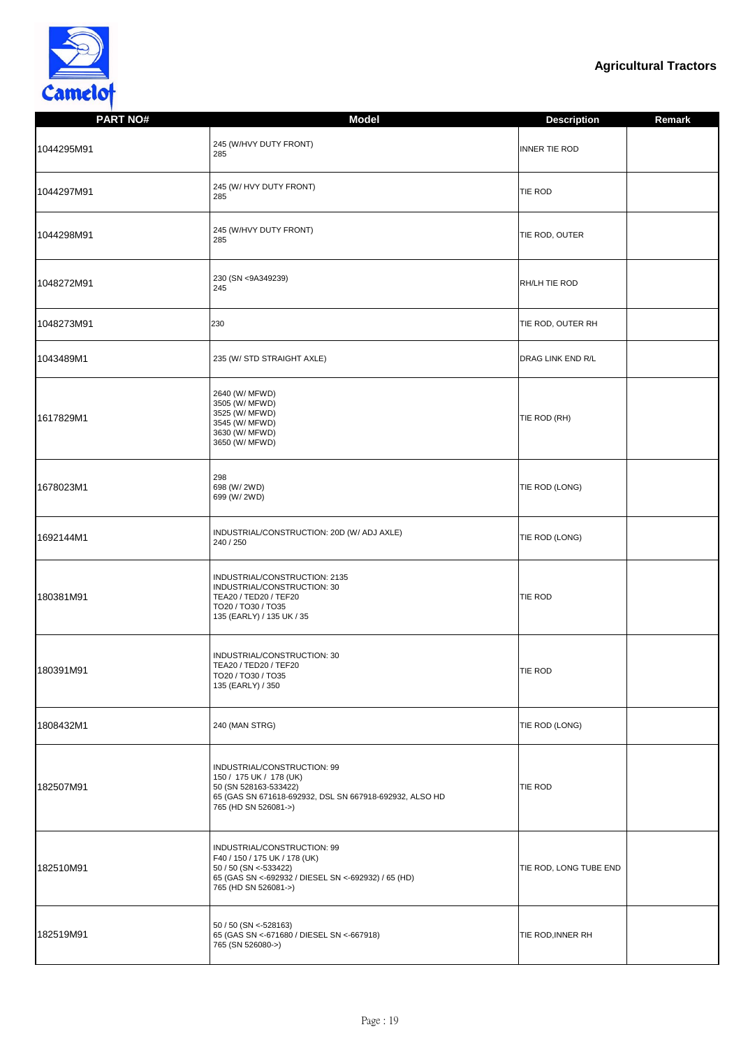Agricultural Tractors

| PART NO# | Model | Description | Remark |
|---|---|---|---|
| 1044295M91 | 245 (W/HVY DUTY FRONT)<br>285 | INNER TIE ROD | |
| 1044297M91 | 245 (W/ HVY DUTY FRONT)<br>285 | TIE ROD | |
| 1044298M91 | 245 (W/HVY DUTY FRONT)<br>285 | TIE ROD, OUTER | |
| 1048272M91 | 230 (SN <9A349239)<br>245 | RH/LH TIE ROD | |
| 1048273M91 | 230 | TIE ROD, OUTER RH | |
| 1043489M1 | 235 (W/ STD STRAIGHT AXLE) | DRAG LINK END R/L | |
| 1617829M1 | 2640 (W/ MFWD)<br>3505 (W/ MFWD)<br>3525 (W/ MFWD)<br>3545 (W/ MFWD)<br>3630 (W/ MFWD)<br>3650 (W/ MFWD) | TIE ROD (RH) | |
| 1678023M1 | 298<br>698 (W/ 2WD)<br>699 (W/ 2WD) | TIE ROD (LONG) | |
| 1692144M1 | INDUSTRIAL/CONSTRUCTION: 20D (W/ ADJ AXLE)<br>240 / 250 | TIE ROD (LONG) | |
| 180381M91 | INDUSTRIAL/CONSTRUCTION: 2135<br>INDUSTRIAL/CONSTRUCTION: 30<br>TEA20 / TED20 / TEF20<br>TO20 / TO30 / TO35<br>135 (EARLY) / 135 UK / 35 | TIE ROD | |
| 180391M91 | INDUSTRIAL/CONSTRUCTION: 30<br>TEA20 / TED20 / TEF20<br>TO20 / TO30 / TO35<br>135 (EARLY) / 350 | TIE ROD | |
| 1808432M1 | 240 (MAN STRG) | TIE ROD (LONG) | |
| 182507M91 | INDUSTRIAL/CONSTRUCTION: 99<br>150 / 175 UK / 178 (UK)<br>50 (SN 528163-533422)<br>65 (GAS SN 671618-692932, DSL SN 667918-692932, ALSO HD<br>765 (HD SN 526081->) | TIE ROD | |
| 182510M91 | INDUSTRIAL/CONSTRUCTION: 99<br>F40 / 150 / 175 UK / 178 (UK)<br>50 / 50 (SN <-533422)<br>65 (GAS SN <-692932 / DIESEL SN <-692932) / 65 (HD)<br>765 (HD SN 526081->) | TIE ROD, LONG TUBE END | |
| 182519M91 | 50 / 50 (SN <-528163)<br>65 (GAS SN <-671680 / DIESEL SN <-667918)<br>765 (SN 526080->) | TIE ROD,INNER RH | |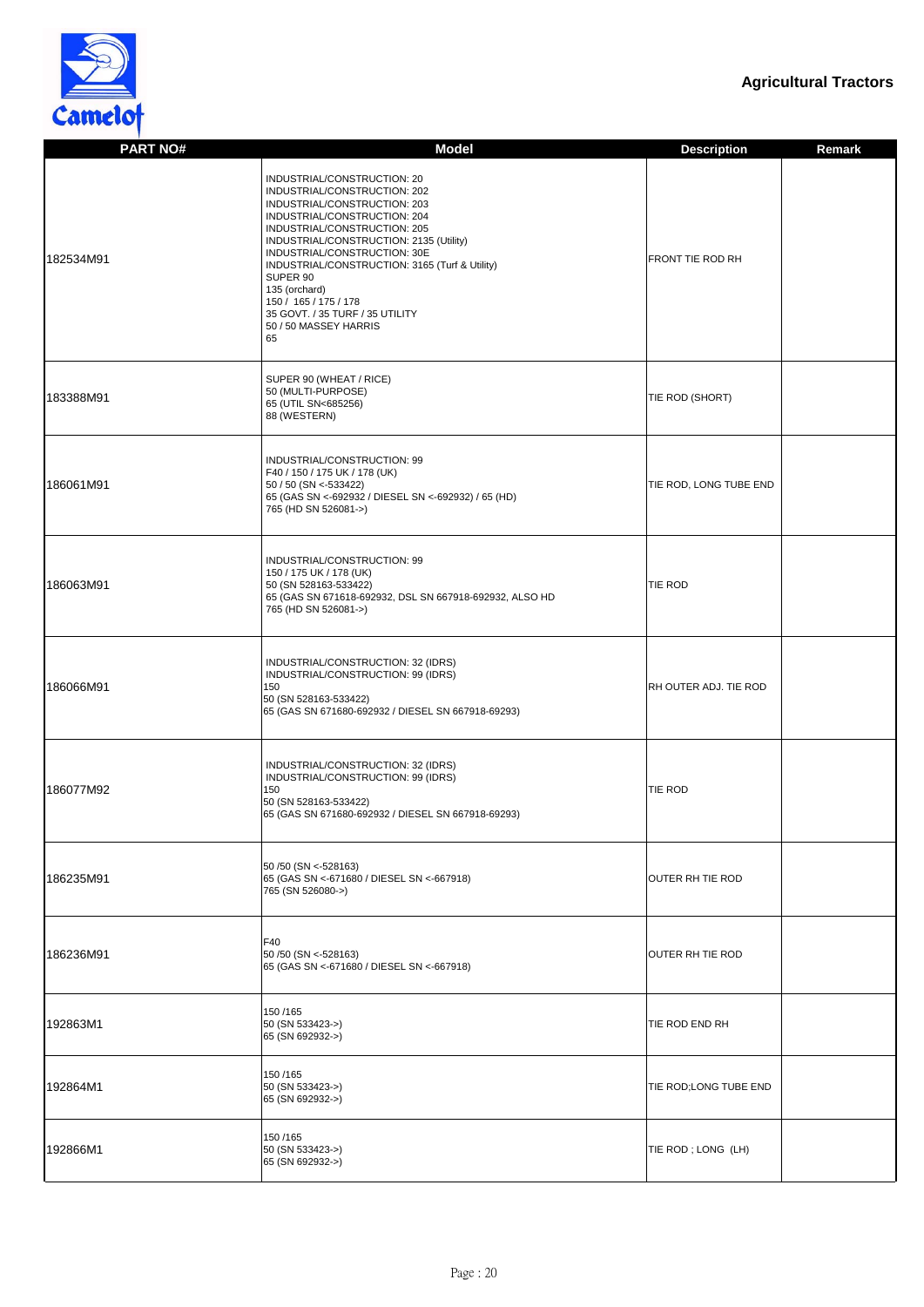# Agricultural Tractors

| PART NO# | Model | Description | Remark |
|---|---|---|---|
| 182534M91 | INDUSTRIAL/CONSTRUCTION: 20<br>INDUSTRIAL/CONSTRUCTION: 202<br>INDUSTRIAL/CONSTRUCTION: 203<br>INDUSTRIAL/CONSTRUCTION: 204<br>INDUSTRIAL/CONSTRUCTION: 205<br>INDUSTRIAL/CONSTRUCTION: 2135 (Utility)<br>INDUSTRIAL/CONSTRUCTION: 30E<br>INDUSTRIAL/CONSTRUCTION: 3165 (Turf & Utility)<br>SUPER 90<br>135 (orchard)<br>150 / 165 / 175 / 178<br>35 GOVT. / 35 TURF / 35 UTILITY<br>50 / 50 MASSEY HARRIS<br>65 | FRONT TIE ROD RH | |
| 183388M91 | SUPER 90 (WHEAT / RICE)<br>50 (MULTI-PURPOSE)<br>65 (UTIL SN<685256)<br>88 (WESTERN) | TIE ROD (SHORT) | |
| 186061M91 | INDUSTRIAL/CONSTRUCTION: 99<br>F40 / 150 / 175 UK / 178 (UK)<br>50 / 50 (SN <-533422)<br>65 (GAS SN <-692932 / DIESEL SN <-692932) / 65 (HD)<br>765 (HD SN 526081->) | TIE ROD, LONG TUBE END | |
| 186063M91 | INDUSTRIAL/CONSTRUCTION: 99<br>150 / 175 UK / 178 (UK)<br>50 (SN 528163-533422)<br>65 (GAS SN 671618-692932, DSL SN 667918-692932, ALSO HD<br>765 (HD SN 526081->) | TIE ROD | |
| 186066M91 | INDUSTRIAL/CONSTRUCTION: 32 (IDRS)<br>INDUSTRIAL/CONSTRUCTION: 99 (IDRS)<br>150<br>50 (SN 528163-533422)<br>65 (GAS SN 671680-692932 / DIESEL SN 667918-69293) | RH OUTER ADJ. TIE ROD | |
| 186077M92 | INDUSTRIAL/CONSTRUCTION: 32 (IDRS)<br>INDUSTRIAL/CONSTRUCTION: 99 (IDRS)<br>150<br>50 (SN 528163-533422)<br>65 (GAS SN 671680-692932 / DIESEL SN 667918-69293) | TIE ROD | |
| 186235M91 | 50 /50 (SN <-528163)<br>65 (GAS SN <-671680 / DIESEL SN <-667918)<br>765 (SN 526080->) | OUTER RH TIE ROD | |
| 186236M91 | F40<br>50 /50 (SN <-528163)<br>65 (GAS SN <-671680 / DIESEL SN <-667918) | OUTER RH TIE ROD | |
| 192863M1 | 150 /165<br>50 (SN 533423->)<br>65 (SN 692932->) | TIE ROD END RH | |
| 192864M1 | 150 /165<br>50 (SN 533423->)<br>65 (SN 692932->) | TIE ROD;LONG TUBE END | |
| 192866M1 | 150 /165<br>50 (SN 533423->)<br>65 (SN 692932->) | TIE ROD ; LONG (LH) | |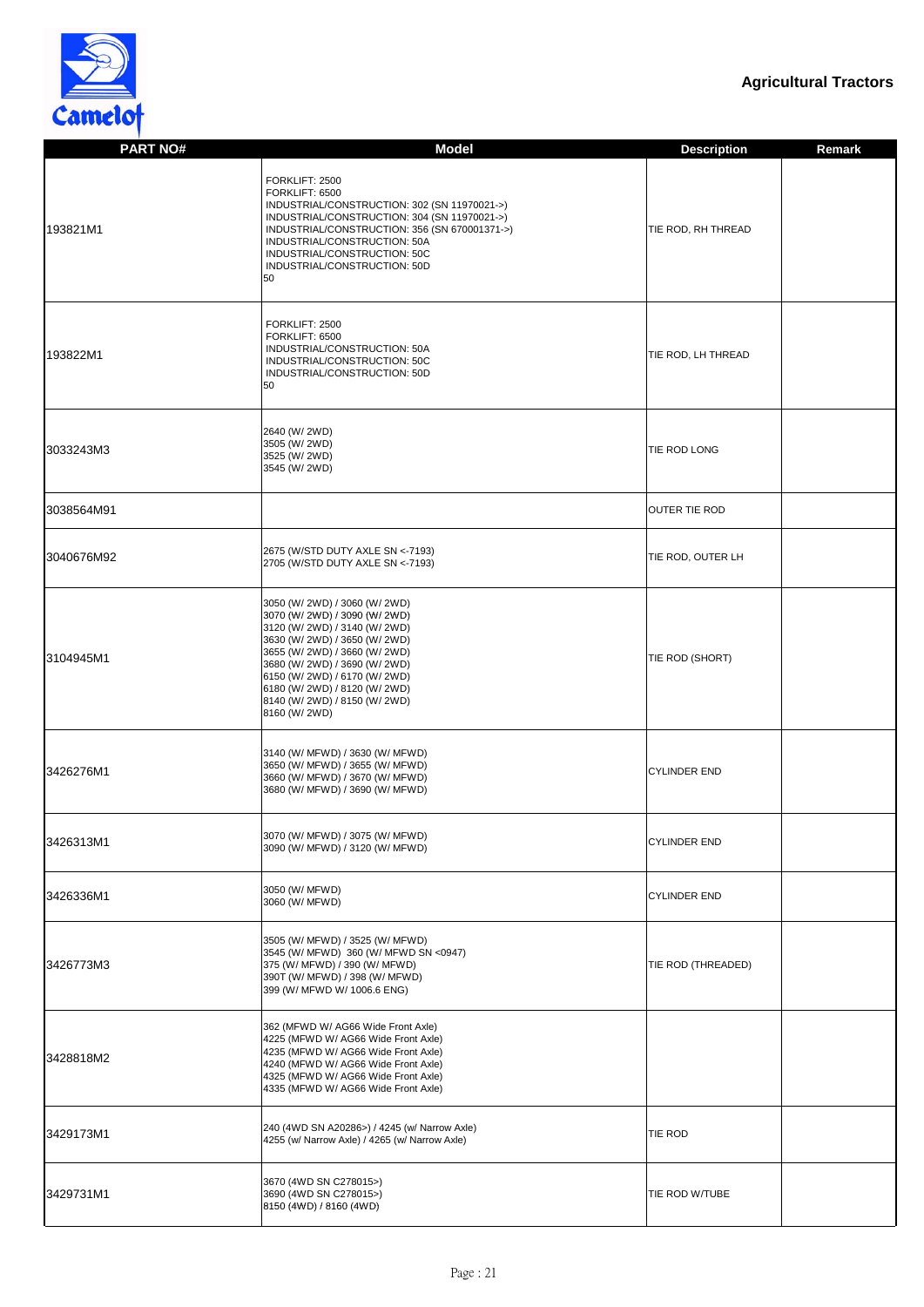**Agricultural Tractors**

| PART NO# | Model | Description | Remark |
|---|---|---|---|
| 193821M1 | FORKLIFT: 2500<br>FORKLIFT: 6500<br>INDUSTRIAL/CONSTRUCTION: 302 (SN 11970021->)<br>INDUSTRIAL/CONSTRUCTION: 304 (SN 11970021->)<br>INDUSTRIAL/CONSTRUCTION: 356 (SN 670001371->)<br>INDUSTRIAL/CONSTRUCTION: 50A<br>INDUSTRIAL/CONSTRUCTION: 50C<br>INDUSTRIAL/CONSTRUCTION: 50D<br>50 | TIE ROD, RH THREAD | |
| 193822M1 | FORKLIFT: 2500<br>FORKLIFT: 6500<br>INDUSTRIAL/CONSTRUCTION: 50A<br>INDUSTRIAL/CONSTRUCTION: 50C<br>INDUSTRIAL/CONSTRUCTION: 50D<br>50 | TIE ROD, LH THREAD | |
| 3033243M3 | 2640 (W/ 2WD)<br>3505 (W/ 2WD)<br>3525 (W/ 2WD)<br>3545 (W/ 2WD) | TIE ROD LONG | |
| 3038564M91 | | OUTER TIE ROD | |
| 3040676M92 | 2675 (W/STD DUTY AXLE SN <-7193)<br>2705 (W/STD DUTY AXLE SN <-7193) | TIE ROD, OUTER LH | |
| 3104945M1 | 3050 (W/ 2WD) / 3060 (W/ 2WD)<br>3070 (W/ 2WD) / 3090 (W/ 2WD)<br>3120 (W/ 2WD) / 3140 (W/ 2WD)<br>3630 (W/ 2WD) / 3650 (W/ 2WD)<br>3655 (W/ 2WD) / 3660 (W/ 2WD)<br>3680 (W/ 2WD) / 3690 (W/ 2WD)<br>6150 (W/ 2WD) / 6170 (W/ 2WD)<br>6180 (W/ 2WD) / 8120 (W/ 2WD)<br>8140 (W/ 2WD) / 8150 (W/ 2WD)<br>8160 (W/ 2WD) | TIE ROD (SHORT) | |
| 3426276M1 | 3140 (W/ MFWD) / 3630 (W/ MFWD)<br>3650 (W/ MFWD) / 3655 (W/ MFWD)<br>3660 (W/ MFWD) / 3670 (W/ MFWD)<br>3680 (W/ MFWD) / 3690 (W/ MFWD) | CYLINDER END | |
| 3426313M1 | 3070 (W/ MFWD) / 3075 (W/ MFWD)<br>3090 (W/ MFWD) / 3120 (W/ MFWD) | CYLINDER END | |
| 3426336M1 | 3050 (W/ MFWD)<br>3060 (W/ MFWD) | CYLINDER END | |
| 3426773M3 | 3505 (W/ MFWD) / 3525 (W/ MFWD)<br>3545 (W/ MFWD) 360 (W/ MFWD SN <0947)<br>375 (W/ MFWD) / 390 (W/ MFWD)<br>390T (W/ MFWD) / 398 (W/ MFWD)<br>399 (W/ MFWD W/ 1006.6 ENG) | TIE ROD (THREADED) | |
| 3428818M2 | 362 (MFWD W/ AG66 Wide Front Axle)<br>4225 (MFWD W/ AG66 Wide Front Axle)<br>4235 (MFWD W/ AG66 Wide Front Axle)<br>4240 (MFWD W/ AG66 Wide Front Axle)<br>4325 (MFWD W/ AG66 Wide Front Axle)<br>4335 (MFWD W/ AG66 Wide Front Axle) | | |
| 3429173M1 | 240 (4WD SN A20286>) / 4245 (w/ Narrow Axle)<br>4255 (w/ Narrow Axle) / 4265 (w/ Narrow Axle) | TIE ROD | |
| 3429731M1 | 3670 (4WD SN C278015>)<br>3690 (4WD SN C278015>)<br>8150 (4WD) / 8160 (4WD) | TIE ROD W/TUBE | |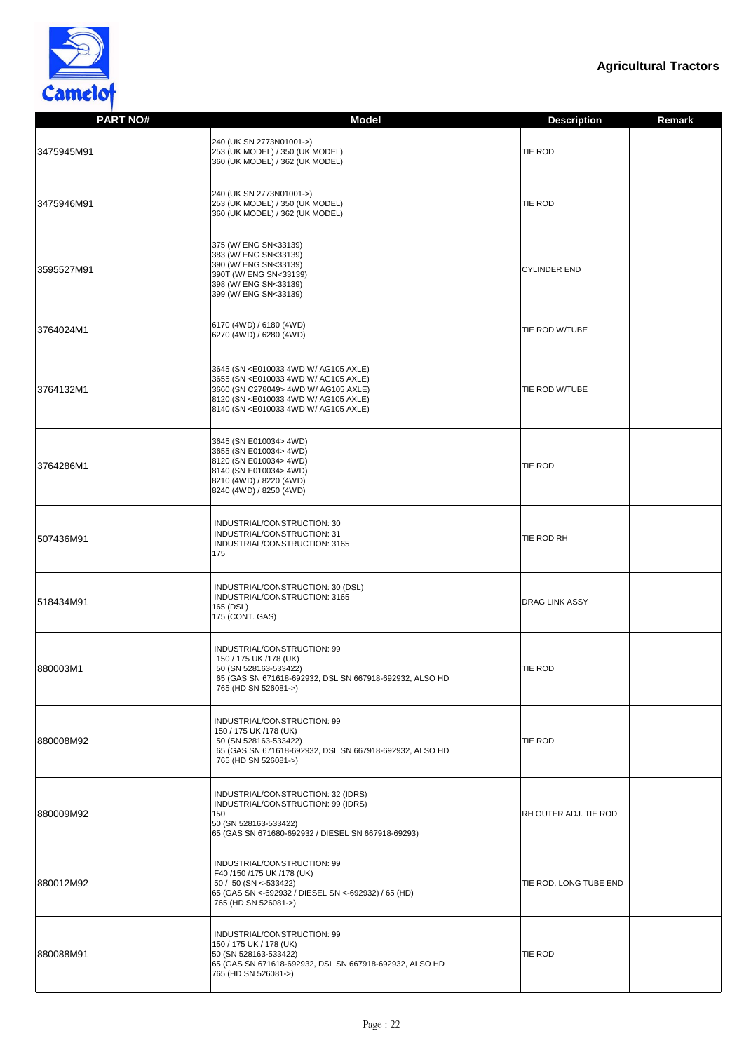**Agricultural Tractors**

| PART NO# | Model | Description | Remark |
|---|---|---|---|
| 3475945M91 | 240 (UK SN 2773N01001->)<br>253 (UK MODEL) / 350 (UK MODEL)<br>360 (UK MODEL) / 362 (UK MODEL) | TIE ROD | |
| 3475946M91 | 240 (UK SN 2773N01001->)<br>253 (UK MODEL) / 350 (UK MODEL)<br>360 (UK MODEL) / 362 (UK MODEL) | TIE ROD | |
| 3595527M91 | 375 (W/ ENG SN<33139)<br>383 (W/ ENG SN<33139)<br>390 (W/ ENG SN<33139)<br>390T (W/ ENG SN<33139)<br>398 (W/ ENG SN<33139)<br>399 (W/ ENG SN<33139) | CYLINDER END | |
| 3764024M1 | 6170 (4WD) / 6180 (4WD)<br>6270 (4WD) / 6280 (4WD) | TIE ROD W/TUBE | |
| 3764132M1 | 3645 (SN <E010033 4WD W/ AG105 AXLE)<br>3655 (SN <E010033 4WD W/ AG105 AXLE)<br>3660 (SN C278049> 4WD W/ AG105 AXLE)<br>8120 (SN <E010033 4WD W/ AG105 AXLE)<br>8140 (SN <E010033 4WD W/ AG105 AXLE) | TIE ROD W/TUBE | |
| 3764286M1 | 3645 (SN E010034> 4WD)<br>3655 (SN E010034> 4WD)<br>8120 (SN E010034> 4WD)<br>8140 (SN E010034> 4WD)<br>8210 (4WD) / 8220 (4WD)<br>8240 (4WD) / 8250 (4WD) | TIE ROD | |
| 507436M91 | INDUSTRIAL/CONSTRUCTION: 30<br>INDUSTRIAL/CONSTRUCTION: 31<br>INDUSTRIAL/CONSTRUCTION: 3165<br>175 | TIE ROD RH | |
| 518434M91 | INDUSTRIAL/CONSTRUCTION: 30 (DSL)<br>INDUSTRIAL/CONSTRUCTION: 3165<br>165 (DSL)<br>175 (CONT. GAS) | DRAG LINK ASSY | |
| 880003M1 | INDUSTRIAL/CONSTRUCTION: 99<br>150 / 175 UK /178 (UK)<br>50 (SN 528163-533422)<br>65 (GAS SN 671618-692932, DSL SN 667918-692932, ALSO HD<br>765 (HD SN 526081->) | TIE ROD | |
| 880008M92 | INDUSTRIAL/CONSTRUCTION: 99<br>150 / 175 UK /178 (UK)<br>50 (SN 528163-533422)<br>65 (GAS SN 671618-692932, DSL SN 667918-692932, ALSO HD<br>765 (HD SN 526081->) | TIE ROD | |
| 880009M92 | INDUSTRIAL/CONSTRUCTION: 32 (IDRS)<br>INDUSTRIAL/CONSTRUCTION: 99 (IDRS)<br>150<br>50 (SN 528163-533422)<br>65 (GAS SN 671680-692932 / DIESEL SN 667918-69293) | RH OUTER ADJ. TIE ROD | |
| 880012M92 | INDUSTRIAL/CONSTRUCTION: 99<br>F40 /150 /175 UK /178 (UK)<br>50 / 50 (SN <-533422)<br>65 (GAS SN <-692932 / DIESEL SN <-692932) / 65 (HD)<br>765 (HD SN 526081->) | TIE ROD, LONG TUBE END | |
| 880088M91 | INDUSTRIAL/CONSTRUCTION: 99<br>150 / 175 UK / 178 (UK)<br>50 (SN 528163-533422)<br>65 (GAS SN 671618-692932, DSL SN 667918-692932, ALSO HD<br>765 (HD SN 526081->) | TIE ROD | |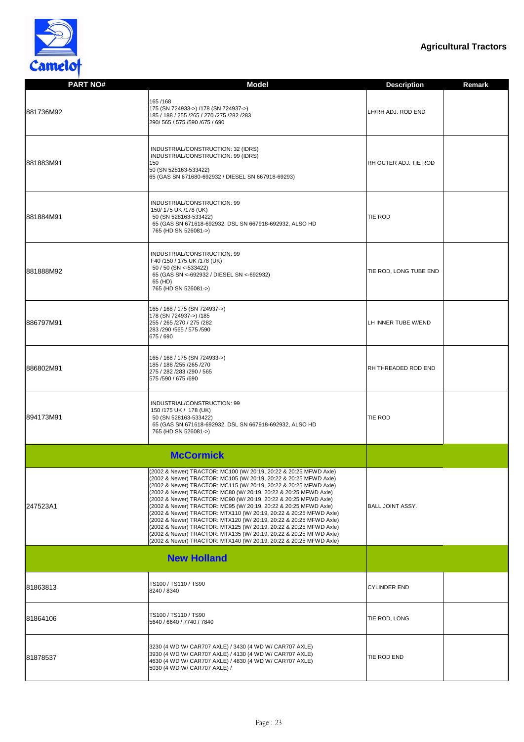**Agricultural Tractors**

| PART NO# | Model | Description | Remark |
| --- | --- | --- | --- |
| 881736M92 | 165 /168<br>175 (SN 724933->) /178 (SN 724937->)<br>185 / 188 / 255 /265 / 270 /275 /282 /283<br>290/ 565 / 575 /590 /675 / 690 | LH/RH ADJ. ROD END | |
| 881883M91 | INDUSTRIAL/CONSTRUCTION: 32 (IDRS)<br>INDUSTRIAL/CONSTRUCTION: 99 (IDRS)<br>150<br>50 (SN 528163-533422)<br>65 (GAS SN 671680-692932 / DIESEL SN 667918-69293) | RH OUTER ADJ. TIE ROD | |
| 881884M91 | INDUSTRIAL/CONSTRUCTION: 99<br>150/ 175 UK /178 (UK)<br>50 (SN 528163-533422)<br>65 (GAS SN 671618-692932, DSL SN 667918-692932, ALSO HD<br>765 (HD SN 526081->) | TIE ROD | |
| 881888M92 | INDUSTRIAL/CONSTRUCTION: 99<br>F40 /150 / 175 UK /178 (UK)<br>50 / 50 (SN <-533422)<br>65 (GAS SN <-692932 / DIESEL SN <-692932)<br>65 (HD)<br>765 (HD SN 526081->) | TIE ROD, LONG TUBE END | |
| 886797M91 | 165 / 168 / 175 (SN 724937->)<br>178 (SN 724937->) /185<br>255 / 265 /270 / 275 /282<br>283 /290 /565 / 575 /590<br>675 / 690 | LH INNER TUBE W/END | |
| 886802M91 | 165 / 168 / 175 (SN 724933->)<br>185 / 188 /255 /265 /270<br>275 / 282 /283 /290 / 565<br>575 /590 / 675 /690 | RH THREADED ROD END | |
| 894173M91 | INDUSTRIAL/CONSTRUCTION: 99<br>150 /175 UK / 178 (UK)<br>50 (SN 528163-533422)<br>65 (GAS SN 671618-692932, DSL SN 667918-692932, ALSO HD<br>765 (HD SN 526081->) | TIE ROD | |
| **McCormick** | | | |
| 247523A1 | (2002 & Newer) TRACTOR: MC100 (W/ 20:19, 20:22 & 20:25 MFWD Axle)<br>(2002 & Newer) TRACTOR: MC105 (W/ 20:19, 20:22 & 20:25 MFWD Axle)<br>(2002 & Newer) TRACTOR: MC115 (W/ 20:19, 20:22 & 20:25 MFWD Axle)<br>(2002 & Newer) TRACTOR: MC80 (W/ 20:19, 20:22 & 20:25 MFWD Axle)<br>(2002 & Newer) TRACTOR: MC90 (W/ 20:19, 20:22 & 20:25 MFWD Axle)<br>(2002 & Newer) TRACTOR: MC95 (W/ 20:19, 20:22 & 20:25 MFWD Axle)<br>(2002 & Newer) TRACTOR: MTX110 (W/ 20:19, 20:22 & 20:25 MFWD Axle)<br>(2002 & Newer) TRACTOR: MTX120 (W/ 20:19, 20:22 & 20:25 MFWD Axle)<br>(2002 & Newer) TRACTOR: MTX125 (W/ 20:19, 20:22 & 20:25 MFWD Axle)<br>(2002 & Newer) TRACTOR: MTX135 (W/ 20:19, 20:22 & 20:25 MFWD Axle)<br>(2002 & Newer) TRACTOR: MTX140 (W/ 20:19, 20:22 & 20:25 MFWD Axle) | BALL JOINT ASSY. | |
| **New Holland** | | | |
| 81863813 | TS100 / TS110 / TS90<br>8240 / 8340 | CYLINDER END | |
| 81864106 | TS100 / TS110 / TS90<br>5640 / 6640 / 7740 / 7840 | TIE ROD, LONG | |
| 81878537 | 3230 (4 WD W/ CAR707 AXLE) / 3430 (4 WD W/ CAR707 AXLE)<br>3930 (4 WD W/ CAR707 AXLE) / 4130 (4 WD W/ CAR707 AXLE)<br>4630 (4 WD W/ CAR707 AXLE) / 4830 (4 WD W/ CAR707 AXLE)<br>5030 (4 WD W/ CAR707 AXLE) / | TIE ROD END | |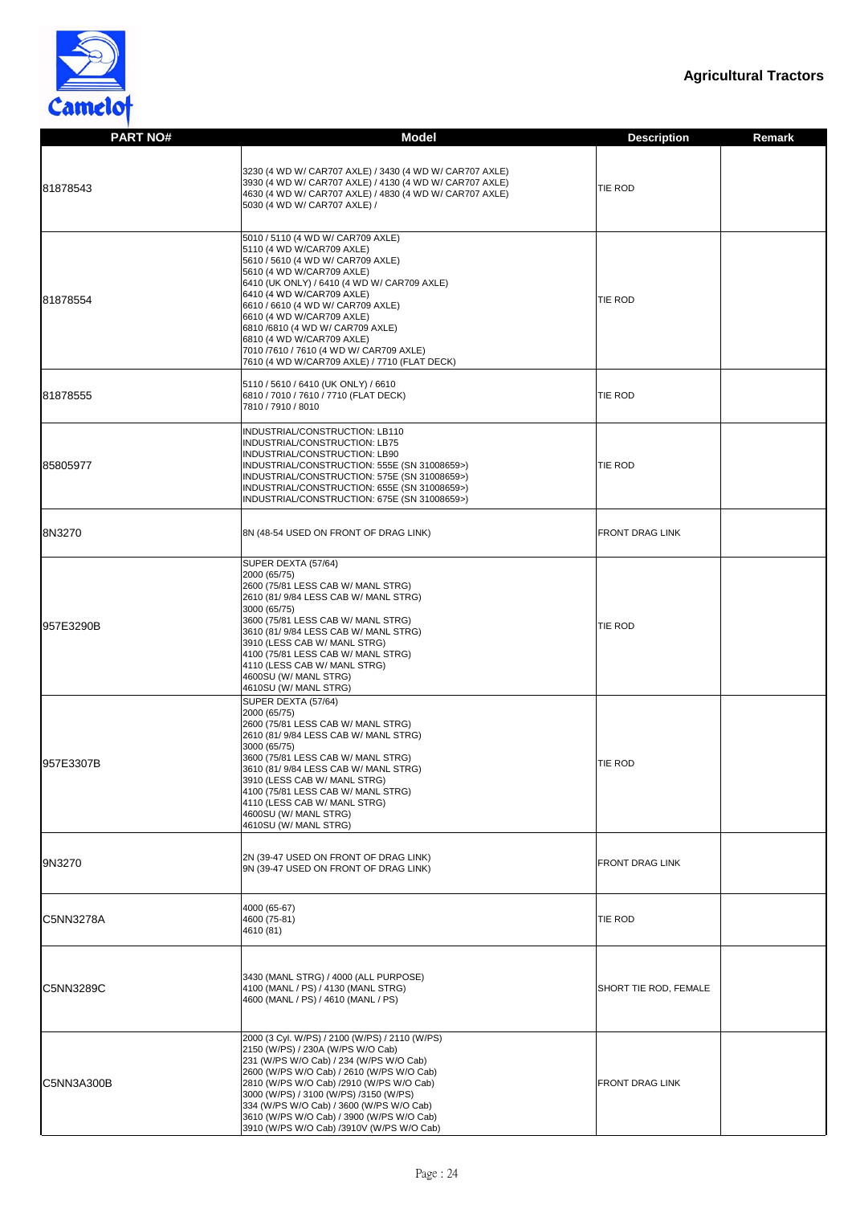**Agricultural Tractors**

| PART NO# | Model | Description | Remark |
|---|---|---|---|
| 81878543 | 3230 (4 WD W/ CAR707 AXLE) / 3430 (4 WD W/ CAR707 AXLE)<br>3930 (4 WD W/ CAR707 AXLE) / 4130 (4 WD W/ CAR707 AXLE)<br>4630 (4 WD W/ CAR707 AXLE) / 4830 (4 WD W/ CAR707 AXLE)<br>5030 (4 WD W/ CAR707 AXLE) / | TIE ROD | |
| 81878554 | 5010 / 5110 (4 WD W/ CAR709 AXLE)<br>5110 (4 WD W/CAR709 AXLE)<br>5610 / 5610 (4 WD W/ CAR709 AXLE)<br>5610 (4 WD W/CAR709 AXLE)<br>6410 (UK ONLY) / 6410 (4 WD W/ CAR709 AXLE)<br>6410 (4 WD W/CAR709 AXLE)<br>6610 / 6610 (4 WD W/ CAR709 AXLE)<br>6610 (4 WD W/CAR709 AXLE)<br>6810 /6810 (4 WD W/ CAR709 AXLE)<br>6810 (4 WD W/CAR709 AXLE)<br>7010 /7610 / 7610 (4 WD W/ CAR709 AXLE)<br>7610 (4 WD W/CAR709 AXLE) / 7710 (FLAT DECK) | TIE ROD | |
| 81878555 | 5110 / 5610 / 6410 (UK ONLY) / 6610<br>6810 / 7010 / 7610 / 7710 (FLAT DECK)<br>7810 / 7910 / 8010 | TIE ROD | |
| 85805977 | INDUSTRIAL/CONSTRUCTION: LB110<br>INDUSTRIAL/CONSTRUCTION: LB75<br>INDUSTRIAL/CONSTRUCTION: LB90<br>INDUSTRIAL/CONSTRUCTION: 555E (SN 31008659>)<br>INDUSTRIAL/CONSTRUCTION: 575E (SN 31008659>)<br>INDUSTRIAL/CONSTRUCTION: 655E (SN 31008659>)<br>INDUSTRIAL/CONSTRUCTION: 675E (SN 31008659>) | TIE ROD | |
| 8N3270 | 8N (48-54 USED ON FRONT OF DRAG LINK) | FRONT DRAG LINK | |
| 957E3290B | SUPER DEXTA (57/64)<br>2000 (65/75)<br>2600 (75/81 LESS CAB W/ MANL STRG)<br>2610 (81/ 9/84 LESS CAB W/ MANL STRG)<br>3000 (65/75)<br>3600 (75/81 LESS CAB W/ MANL STRG)<br>3610 (81/ 9/84 LESS CAB W/ MANL STRG)<br>3910 (LESS CAB W/ MANL STRG)<br>4100 (75/81 LESS CAB W/ MANL STRG)<br>4110 (LESS CAB W/ MANL STRG)<br>4600SU (W/ MANL STRG)<br>4610SU (W/ MANL STRG) | TIE ROD | |
| 957E3307B | SUPER DEXTA (57/64)<br>2000 (65/75)<br>2600 (75/81 LESS CAB W/ MANL STRG)<br>2610 (81/ 9/84 LESS CAB W/ MANL STRG)<br>3000 (65/75)<br>3600 (75/81 LESS CAB W/ MANL STRG)<br>3610 (81/ 9/84 LESS CAB W/ MANL STRG)<br>3910 (LESS CAB W/ MANL STRG)<br>4100 (75/81 LESS CAB W/ MANL STRG)<br>4110 (LESS CAB W/ MANL STRG)<br>4600SU (W/ MANL STRG)<br>4610SU (W/ MANL STRG) | TIE ROD | |
| 9N3270 | 2N (39-47 USED ON FRONT OF DRAG LINK)<br>9N (39-47 USED ON FRONT OF DRAG LINK) | FRONT DRAG LINK | |
| C5NN3278A | 4000 (65-67)<br>4600 (75-81)<br>4610 (81) | TIE ROD | |
| C5NN3289C | 3430 (MANL STRG) / 4000 (ALL PURPOSE)<br>4100 (MANL / PS) / 4130 (MANL STRG)<br>4600 (MANL / PS) / 4610 (MANL / PS) | SHORT TIE ROD, FEMALE | |
| C5NN3A300B | 2000 (3 Cyl. W/PS) / 2100 (W/PS) / 2110 (W/PS)<br>2150 (W/PS) / 230A (W/PS W/O Cab)<br>231 (W/PS W/O Cab) / 234 (W/PS W/O Cab)<br>2600 (W/PS W/O Cab) / 2610 (W/PS W/O Cab)<br>2810 (W/PS W/O Cab) /2910 (W/PS W/O Cab)<br>3000 (W/PS) / 3100 (W/PS) /3150 (W/PS)<br>334 (W/PS W/O Cab) / 3600 (W/PS W/O Cab)<br>3610 (W/PS W/O Cab) / 3900 (W/PS W/O Cab)<br>3910 (W/PS W/O Cab) /3910V (W/PS W/O Cab) | FRONT DRAG LINK | |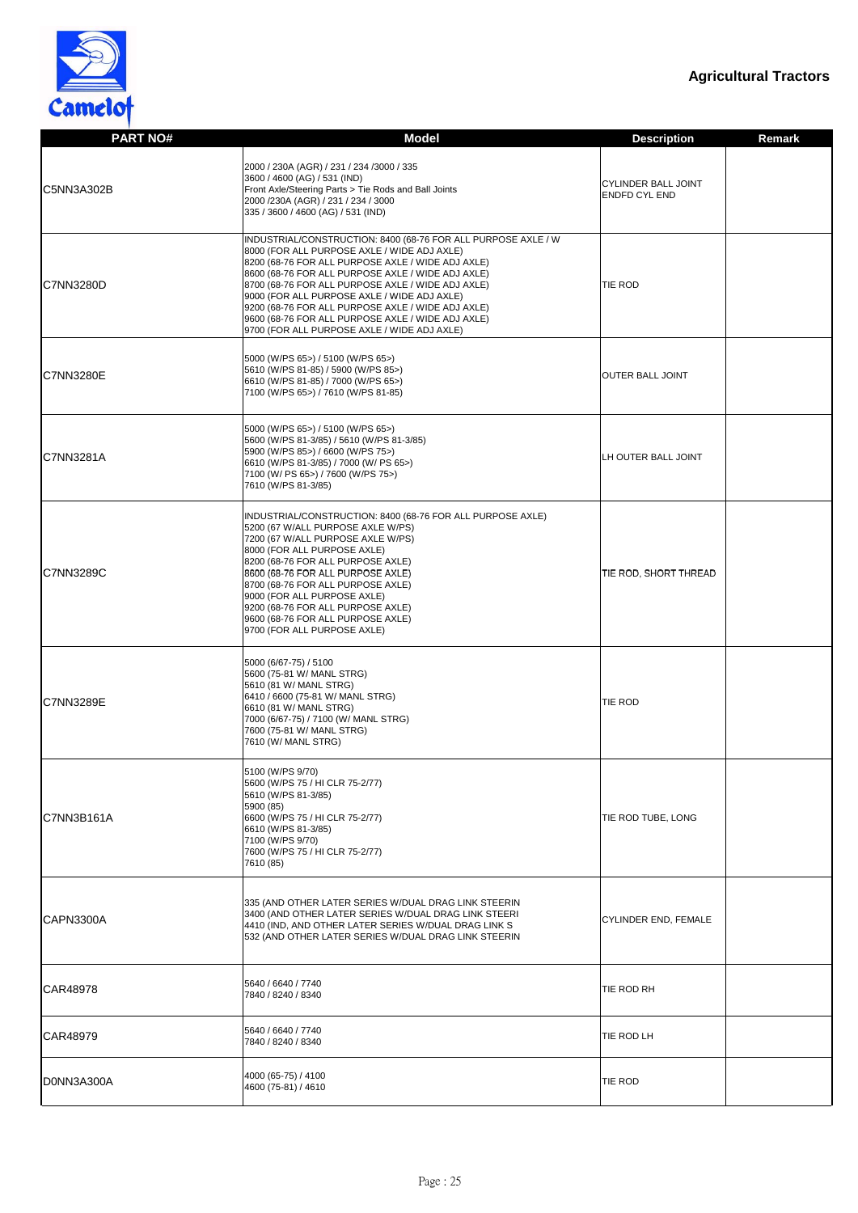Camelot

**Agricultural Tractors**

| PART NO# | Model | Description | Remark |
|---|---|---|---|
| C5NN3A302B | 2000 / 230A (AGR) / 231 / 234 /3000 / 335<br>3600 / 4600 (AG) / 531 (IND)<br>Front Axle/Steering Parts > Tie Rods and Ball Joints<br>2000 /230A (AGR) / 231 / 234 / 3000<br>335 / 3600 / 4600 (AG) / 531 (IND) | CYLINDER BALL JOINT ENDFD CYL END | |
| C7NN3280D | INDUSTRIAL/CONSTRUCTION: 8400 (68-76 FOR ALL PURPOSE AXLE / W<br>8000 (FOR ALL PURPOSE AXLE / WIDE ADJ AXLE)<br>8200 (68-76 FOR ALL PURPOSE AXLE / WIDE ADJ AXLE)<br>8600 (68-76 FOR ALL PURPOSE AXLE / WIDE ADJ AXLE)<br>8700 (68-76 FOR ALL PURPOSE AXLE / WIDE ADJ AXLE)<br>9000 (FOR ALL PURPOSE AXLE / WIDE ADJ AXLE)<br>9200 (68-76 FOR ALL PURPOSE AXLE / WIDE ADJ AXLE)<br>9600 (68-76 FOR ALL PURPOSE AXLE / WIDE ADJ AXLE)<br>9700 (FOR ALL PURPOSE AXLE / WIDE ADJ AXLE) | TIE ROD | |
| C7NN3280E | 5000 (W/PS 65>) / 5100 (W/PS 65>)<br>5610 (W/PS 81-85) / 5900 (W/PS 85>)<br>6610 (W/PS 81-85) / 7000 (W/PS 65>)<br>7100 (W/PS 65>) / 7610 (W/PS 81-85) | OUTER BALL JOINT | |
| C7NN3281A | 5000 (W/PS 65>) / 5100 (W/PS 65>)<br>5600 (W/PS 81-3/85) / 5610 (W/PS 81-3/85)<br>5900 (W/PS 85>) / 6600 (W/PS 75>)<br>6610 (W/PS 81-3/85) / 7000 (W/ PS 65>)<br>7100 (W/ PS 65>) / 7600 (W/PS 75>)<br>7610 (W/PS 81-3/85) | LH OUTER BALL JOINT | |
| C7NN3289C | INDUSTRIAL/CONSTRUCTION: 8400 (68-76 FOR ALL PURPOSE AXLE)<br>5200 (67 W/ALL PURPOSE AXLE W/PS)<br>7200 (67 W/ALL PURPOSE AXLE W/PS)<br>8000 (FOR ALL PURPOSE AXLE)<br>8200 (68-76 FOR ALL PURPOSE AXLE)<br>8600 (68-76 FOR ALL PURPOSE AXLE)<br>8700 (68-76 FOR ALL PURPOSE AXLE)<br>9000 (FOR ALL PURPOSE AXLE)<br>9200 (68-76 FOR ALL PURPOSE AXLE)<br>9600 (68-76 FOR ALL PURPOSE AXLE)<br>9700 (FOR ALL PURPOSE AXLE) | TIE ROD, SHORT THREAD | |
| C7NN3289E | 5000 (6/67-75) / 5100<br>5600 (75-81 W/ MANL STRG)<br>5610 (81 W/ MANL STRG)<br>6410 / 6600 (75-81 W/ MANL STRG)<br>6610 (81 W/ MANL STRG)<br>7000 (6/67-75) / 7100 (W/ MANL STRG)<br>7600 (75-81 W/ MANL STRG)<br>7610 (W/ MANL STRG) | TIE ROD | |
| C7NN3B161A | 5100 (W/PS 9/70)<br>5600 (W/PS 75 / HI CLR 75-2/77)<br>5610 (W/PS 81-3/85)<br>5900 (85)<br>6600 (W/PS 75 / HI CLR 75-2/77)<br>6610 (W/PS 81-3/85)<br>7100 (W/PS 9/70)<br>7600 (W/PS 75 / HI CLR 75-2/77)<br>7610 (85) | TIE ROD TUBE, LONG | |
| CAPN3300A | 335 (AND OTHER LATER SERIES W/DUAL DRAG LINK STEERIN<br>3400 (AND OTHER LATER SERIES W/DUAL DRAG LINK STEERI<br>4410 (IND, AND OTHER LATER SERIES W/DUAL DRAG LINK S<br>532 (AND OTHER LATER SERIES W/DUAL DRAG LINK STEERIN | CYLINDER END, FEMALE | |
| CAR48978 | 5640 / 6640 / 7740<br>7840 / 8240 / 8340 | TIE ROD RH | |
| CAR48979 | 5640 / 6640 / 7740<br>7840 / 8240 / 8340 | TIE ROD LH | |
| D0NN3A300A | 4000 (65-75) / 4100<br>4600 (75-81) / 4610 | TIE ROD | |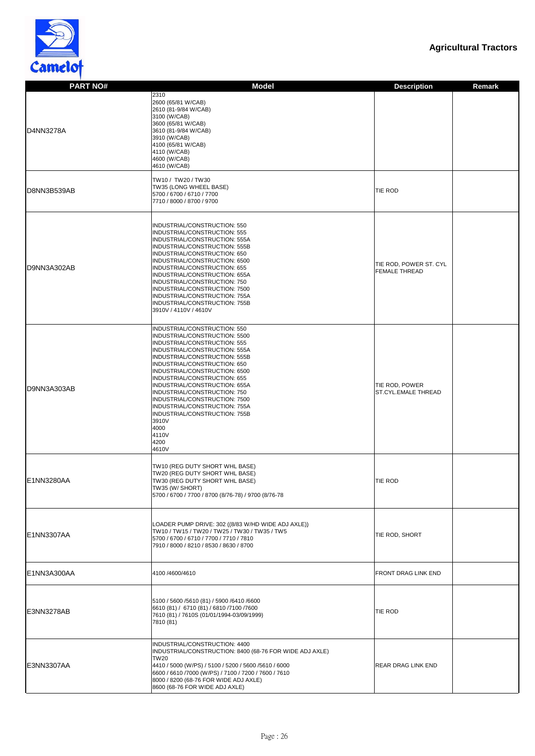# Agricultural Tractors

| PART NO# | Model | Description | Remark |
|---|---|---|---|
| D4NN3278A | 2310<br>2600 (65/81 W/CAB)<br>2610 (81-9/84 W/CAB)<br>3100 (W/CAB)<br>3600 (65/81 W/CAB)<br>3610 (81-9/84 W/CAB)<br>3910 (W/CAB)<br>4100 (65/81 W/CAB)<br>4110 (W/CAB)<br>4600 (W/CAB)<br>4610 (W/CAB) | | |
| D8NN3B539AB | TW10 / TW20 / TW30<br>TW35 (LONG WHEEL BASE)<br>5700 / 6700 / 6710 / 7700<br>7710 / 8000 / 8700 / 9700 | TIE ROD | |
| D9NN3A302AB | INDUSTRIAL/CONSTRUCTION: 550<br>INDUSTRIAL/CONSTRUCTION: 555<br>INDUSTRIAL/CONSTRUCTION: 555A<br>INDUSTRIAL/CONSTRUCTION: 555B<br>INDUSTRIAL/CONSTRUCTION: 650<br>INDUSTRIAL/CONSTRUCTION: 6500<br>INDUSTRIAL/CONSTRUCTION: 655<br>INDUSTRIAL/CONSTRUCTION: 655A<br>INDUSTRIAL/CONSTRUCTION: 750<br>INDUSTRIAL/CONSTRUCTION: 7500<br>INDUSTRIAL/CONSTRUCTION: 755A<br>INDUSTRIAL/CONSTRUCTION: 755B<br>3910V / 4110V / 4610V | TIE ROD, POWER ST. CYL FEMALE THREAD | |
| D9NN3A303AB | INDUSTRIAL/CONSTRUCTION: 550<br>INDUSTRIAL/CONSTRUCTION: 5500<br>INDUSTRIAL/CONSTRUCTION: 555<br>INDUSTRIAL/CONSTRUCTION: 555A<br>INDUSTRIAL/CONSTRUCTION: 555B<br>INDUSTRIAL/CONSTRUCTION: 650<br>INDUSTRIAL/CONSTRUCTION: 6500<br>INDUSTRIAL/CONSTRUCTION: 655<br>INDUSTRIAL/CONSTRUCTION: 655A<br>INDUSTRIAL/CONSTRUCTION: 750<br>INDUSTRIAL/CONSTRUCTION: 7500<br>INDUSTRIAL/CONSTRUCTION: 755A<br>INDUSTRIAL/CONSTRUCTION: 755B<br>3910V<br>4000<br>4110V<br>4200<br>4610V | TIE ROD, POWER ST.CYL.EMALE THREAD | |
| E1NN3280AA | TW10 (REG DUTY SHORT WHL BASE)<br>TW20 (REG DUTY SHORT WHL BASE)<br>TW30 (REG DUTY SHORT WHL BASE)<br>TW35 (W/ SHORT)<br>5700 / 6700 / 7700 / 8700 (8/76-78) / 9700 (8/76-78 | TIE ROD | |
| E1NN3307AA | LOADER PUMP DRIVE: 302 ((8/83 W/HD WIDE ADJ AXLE))<br>TW10 / TW15 / TW20 / TW25 / TW30 / TW35 / TW5<br>5700 / 6700 / 6710 / 7700 / 7710 / 7810<br>7910 / 8000 / 8210 / 8530 / 8630 / 8700 | TIE ROD, SHORT | |
| E1NN3A300AA | 4100 /4600/4610 | FRONT DRAG LINK END | |
| E3NN3278AB | 5100 / 5600 /5610 (81) / 5900 /6410 /6600<br>6610 (81) / 6710 (81) / 6810 /7100 /7600<br>7610 (81) / 7610S (01/01/1994-03/09/1999)<br>7810 (81) | TIE ROD | |
| E3NN3307AA | INDUSTRIAL/CONSTRUCTION: 4400<br>INDUSTRIAL/CONSTRUCTION: 8400 (68-76 FOR WIDE ADJ AXLE)<br>TW20<br>4410 / 5000 (W/PS) / 5100 / 5200 / 5600 /5610 / 6000<br>6600 / 6610 /7000 (W/PS) / 7100 / 7200 / 7600 / 7610<br>8000 / 8200 (68-76 FOR WIDE ADJ AXLE)<br>8600 (68-76 FOR WIDE ADJ AXLE) | REAR DRAG LINK END | |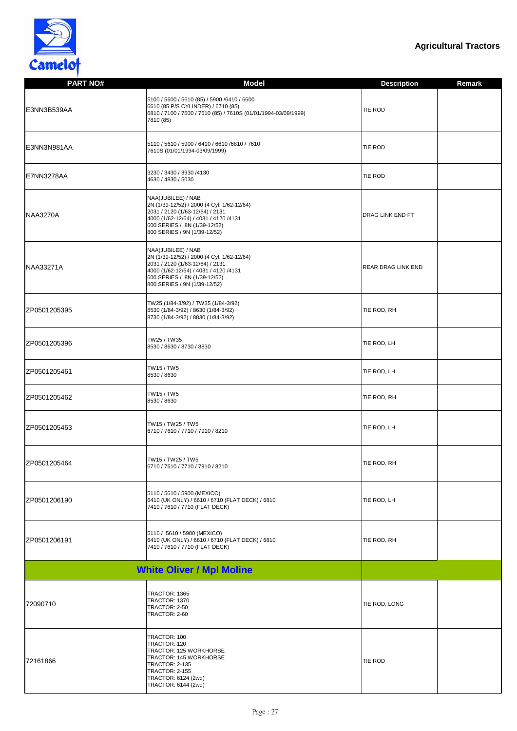Agricultural Tractors

| PART NO# | Model | Description | Remark |
|---|---|---|---|
| E3NN3B539AA | 5100 / 5600 / 5610 (85) / 5900 /6410 / 6600<br>6610 (85 P/S CYLINDER) / 6710 (85)<br>6810 / 7100 / 7600 / 7610 (85) / 7610S (01/01/1994-03/09/1999)<br>7810 (85) | TIE ROD | |
| E3NN3N981AA | 5110 / 5610 / 5900 / 6410 / 6610 /6810 / 7610<br>7610S (01/01/1994-03/09/1999) | TIE ROD | |
| E7NN3278AA | 3230 / 3430 / 3930 /4130<br>4630 / 4830 / 5030 | TIE ROD | |
| NAA3270A | NAA(JUBILEE) / NAB<br>2N (1/39-12/52) / 2000 (4 Cyl. 1/62-12/64)<br>2031 / 2120 (1/63-12/64) / 2131<br>4000 (1/62-12/64) / 4031 / 4120 /4131<br>600 SERIES / 8N (1/39-12/52)<br>800 SERIES / 9N (1/39-12/52) | DRAG LINK END FT | |
| NAA33271A | NAA(JUBILEE) / NAB<br>2N (1/39-12/52) / 2000 (4 Cyl. 1/62-12/64)<br>2031 / 2120 (1/63-12/64) / 2131<br>4000 (1/62-12/64) / 4031 / 4120 /4131<br>600 SERIES / 8N (1/39-12/52)<br>800 SERIES / 9N (1/39-12/52) | REAR DRAG LINK END | |
| ZP0501205395 | TW25 (1/84-3/92) / TW35 (1/84-3/92)<br>8530 (1/84-3/92) / 8630 (1/84-3/92)<br>8730 (1/84-3/92) / 8830 (1/84-3/92) | TIE ROD, RH | |
| ZP0501205396 | TW25 / TW35<br>8530 / 8630 / 8730 / 8830 | TIE ROD, LH | |
| ZP0501205461 | TW15 / TW5<br>8530 / 8630 | TIE ROD, LH | |
| ZP0501205462 | TW15 / TW5<br>8530 / 8630 | TIE ROD, RH | |
| ZP0501205463 | TW15 / TW25 / TW5<br>6710 / 7610 / 7710 / 7910 / 8210 | TIE ROD, LH | |
| ZP0501205464 | TW15 / TW25 / TW5<br>6710 / 7610 / 7710 / 7910 / 8210 | TIE ROD, RH | |
| ZP0501206190 | 5110 / 5610 / 5900 (MEXICO)<br>6410 (UK ONLY) / 6610 / 6710 (FLAT DECK) / 6810<br>7410 / 7610 / 7710 (FLAT DECK) | TIE ROD, LH | |
| ZP0501206191 | 5110 / 5610 / 5900 (MEXICO)<br>6410 (UK ONLY) / 6610 / 6710 (FLAT DECK) / 6810<br>7410 / 7610 / 7710 (FLAT DECK) | TIE ROD, RH | |
| **White Oliver / Mpl Moline** | | | |
| 72090710 | TRACTOR: 1365<br>TRACTOR: 1370<br>TRACTOR: 2-50<br>TRACTOR: 2-60 | TIE ROD, LONG | |
| 72161866 | TRACTOR: 100<br>TRACTOR: 120<br>TRACTOR: 125 WORKHORSE<br>TRACTOR: 145 WORKHORSE<br>TRACTOR: 2-135<br>TRACTOR: 2-155<br>TRACTOR: 6124 (2wd)<br>TRACTOR: 6144 (2wd) | TIE ROD | |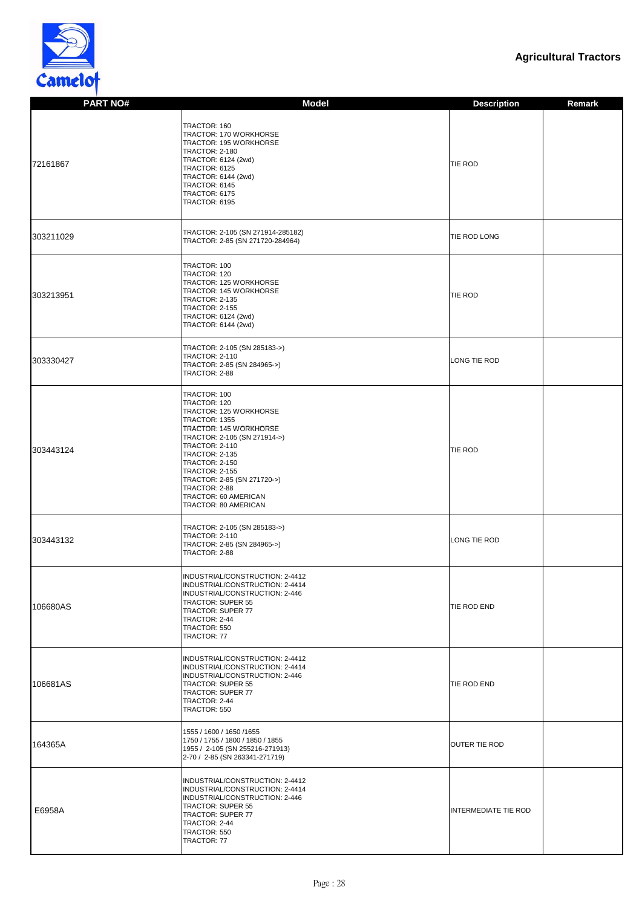Camelot

**Agricultural Tractors**

| PART NO# | Model | Description | Remark |
|---|---|---|---|
| 72161867 | TRACTOR: 160<br>TRACTOR: 170 WORKHORSE<br>TRACTOR: 195 WORKHORSE<br>TRACTOR: 2-180<br>TRACTOR: 6124 (2wd)<br>TRACTOR: 6125<br>TRACTOR: 6144 (2wd)<br>TRACTOR: 6145<br>TRACTOR: 6175<br>TRACTOR: 6195 | TIE ROD | |
| 303211029 | TRACTOR: 2-105 (SN 271914-285182)<br>TRACTOR: 2-85 (SN 271720-284964) | TIE ROD LONG | |
| 303213951 | TRACTOR: 100<br>TRACTOR: 120<br>TRACTOR: 125 WORKHORSE<br>TRACTOR: 145 WORKHORSE<br>TRACTOR: 2-135<br>TRACTOR: 2-155<br>TRACTOR: 6124 (2wd)<br>TRACTOR: 6144 (2wd) | TIE ROD | |
| 303330427 | TRACTOR: 2-105 (SN 285183->)<br>TRACTOR: 2-110<br>TRACTOR: 2-85 (SN 284965->)<br>TRACTOR: 2-88 | LONG TIE ROD | |
| 303443124 | TRACTOR: 100<br>TRACTOR: 120<br>TRACTOR: 125 WORKHORSE<br>TRACTOR: 1355<br>TRACTOR: 145 WORKHORSE<br>TRACTOR: 2-105 (SN 271914->)<br>TRACTOR: 2-110<br>TRACTOR: 2-135<br>TRACTOR: 2-150<br>TRACTOR: 2-155<br>TRACTOR: 2-85 (SN 271720->)<br>TRACTOR: 2-88<br>TRACTOR: 60 AMERICAN<br>TRACTOR: 80 AMERICAN | TIE ROD | |
| 303443132 | TRACTOR: 2-105 (SN 285183->)<br>TRACTOR: 2-110<br>TRACTOR: 2-85 (SN 284965->)<br>TRACTOR: 2-88 | LONG TIE ROD | |
| 106680AS | INDUSTRIAL/CONSTRUCTION: 2-4412<br>INDUSTRIAL/CONSTRUCTION: 2-4414<br>INDUSTRIAL/CONSTRUCTION: 2-446<br>TRACTOR: SUPER 55<br>TRACTOR: SUPER 77<br>TRACTOR: 2-44<br>TRACTOR: 550<br>TRACTOR: 77 | TIE ROD END | |
| 106681AS | INDUSTRIAL/CONSTRUCTION: 2-4412<br>INDUSTRIAL/CONSTRUCTION: 2-4414<br>INDUSTRIAL/CONSTRUCTION: 2-446<br>TRACTOR: SUPER 55<br>TRACTOR: SUPER 77<br>TRACTOR: 2-44<br>TRACTOR: 550 | TIE ROD END | |
| 164365A | 1555 / 1600 / 1650 /1655<br>1750 / 1755 / 1800 / 1850 / 1855<br>1955 / 2-105 (SN 255216-271913)<br>2-70 / 2-85 (SN 263341-271719) | OUTER TIE ROD | |
| E6958A | INDUSTRIAL/CONSTRUCTION: 2-4412<br>INDUSTRIAL/CONSTRUCTION: 2-4414<br>INDUSTRIAL/CONSTRUCTION: 2-446<br>TRACTOR: SUPER 55<br>TRACTOR: SUPER 77<br>TRACTOR: 2-44<br>TRACTOR: 550<br>TRACTOR: 77 | INTERMEDIATE TIE ROD | |